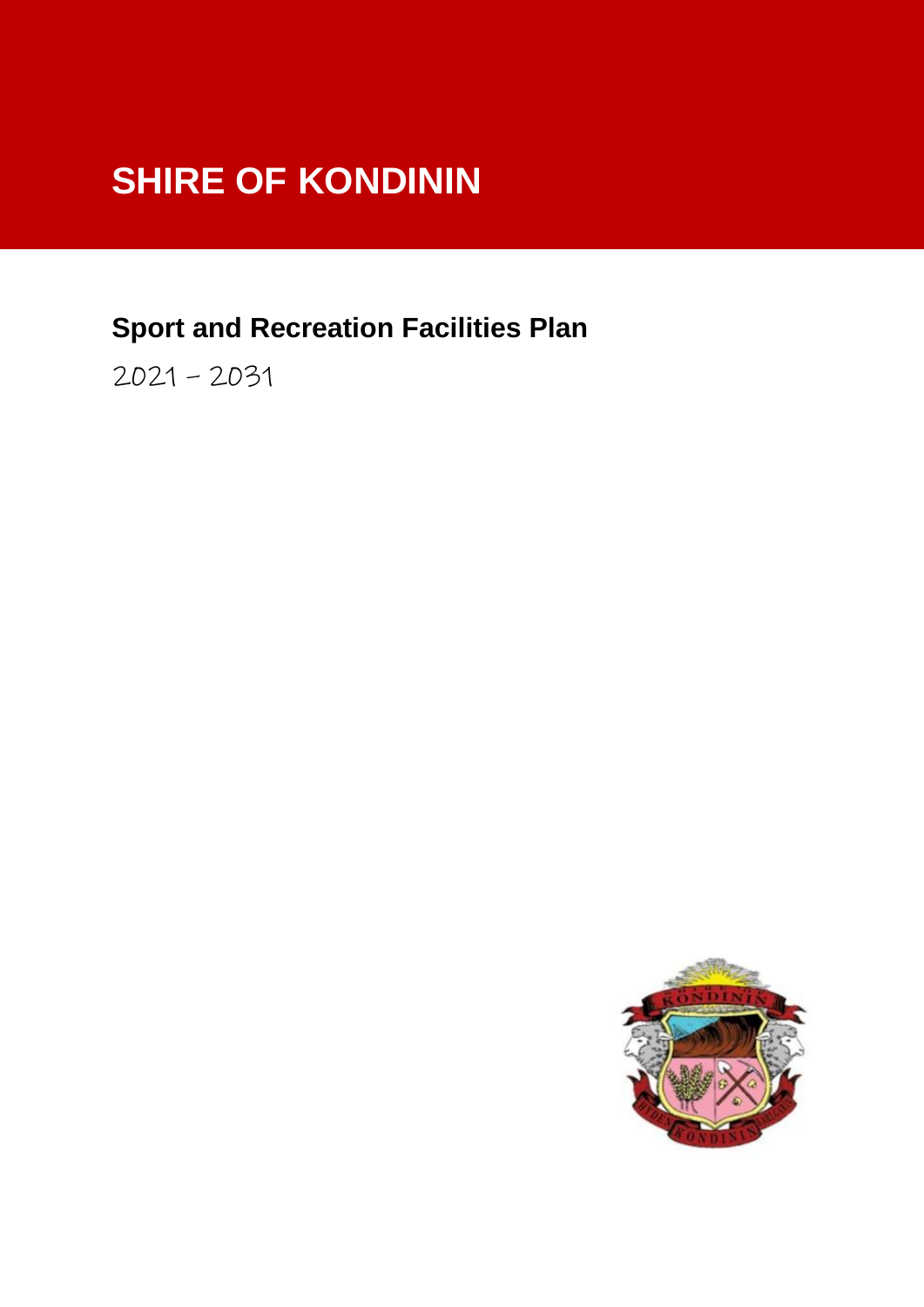# SHIRE OF KONDININ

## Sport and Recreation Facilities Plan

2021 – 2031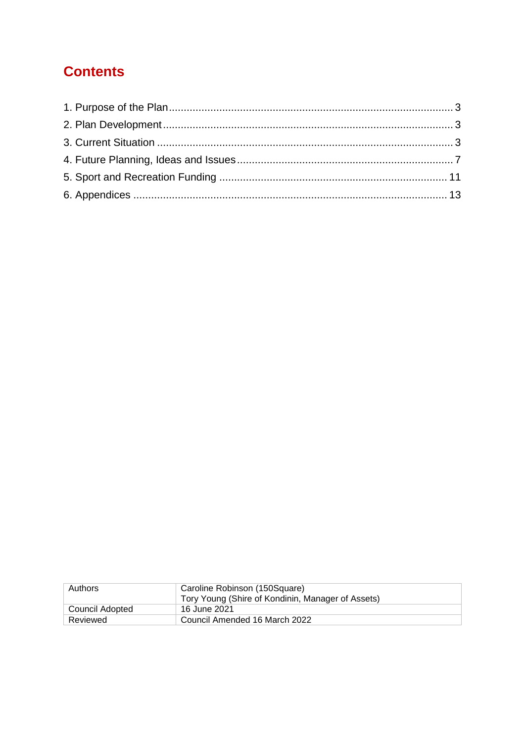# Contents

1. Purpose of the Plan ........................................................................................... 3
2. Plan Development ............................................................................................. 3
3. Current Situation ............................................................................................... 3
4. Future Planning, Ideas and Issues ...................................................................... 7
5. Sport and Recreation Funding ........................................................................... 11
6. Appendices ....................................................................................................... 13

| Authors | Caroline Robinson (150Square)<br>Tory Young (Shire of Kondinin, Manager of Assets) |
|---|---|
| Council Adopted | 16 June 2021 |
| Reviewed | Council Amended 16 March 2022 |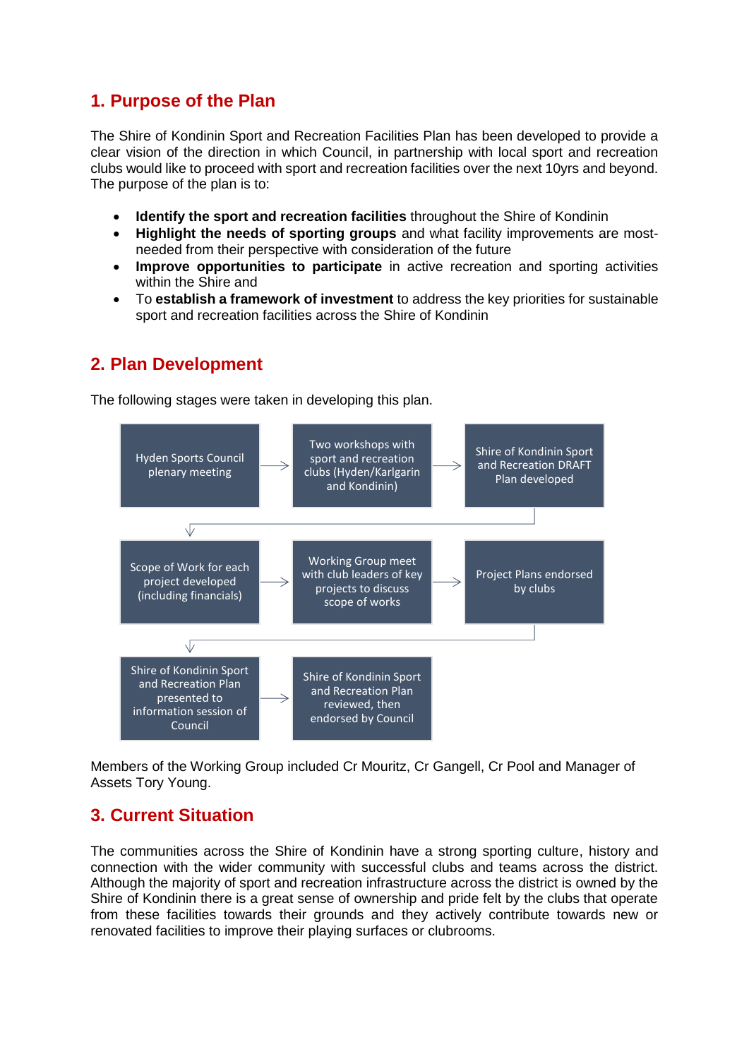## 1. Purpose of the Plan

The Shire of Kondinin Sport and Recreation Facilities Plan has been developed to provide a clear vision of the direction in which Council, in partnership with local sport and recreation clubs would like to proceed with sport and recreation facilities over the next 10yrs and beyond. The purpose of the plan is to:

- **Identify the sport and recreation facilities** throughout the Shire of Kondinin
- **Highlight the needs of sporting groups** and what facility improvements are most-needed from their perspective with consideration of the future
- **Improve opportunities to participate** in active recreation and sporting activities within the Shire and
- To **establish a framework of investment** to address the key priorities for sustainable sport and recreation facilities across the Shire of Kondinin

## 2. Plan Development

The following stages were taken in developing this plan.

1. Hyden Sports Council plenary meeting →
2. Two workshops with sport and recreation clubs (Hyden/Karlgarin and Kondinin) →
3. Shire of Kondinin Sport and Recreation DRAFT Plan developed →
4. Scope of Work for each project developed (including financials) →
5. Working Group meet with club leaders of key projects to discuss scope of works →
6. Project Plans endorsed by clubs →
7. Shire of Kondinin Sport and Recreation Plan presented to information session of Council →
8. Shire of Kondinin Sport and Recreation Plan reviewed, then endorsed by Council

Members of the Working Group included Cr Mouritz, Cr Gangell, Cr Pool and Manager of Assets Tory Young.

## 3. Current Situation

The communities across the Shire of Kondinin have a strong sporting culture, history and connection with the wider community with successful clubs and teams across the district. Although the majority of sport and recreation infrastructure across the district is owned by the Shire of Kondinin there is a great sense of ownership and pride felt by the clubs that operate from these facilities towards their grounds and they actively contribute towards new or renovated facilities to improve their playing surfaces or clubrooms.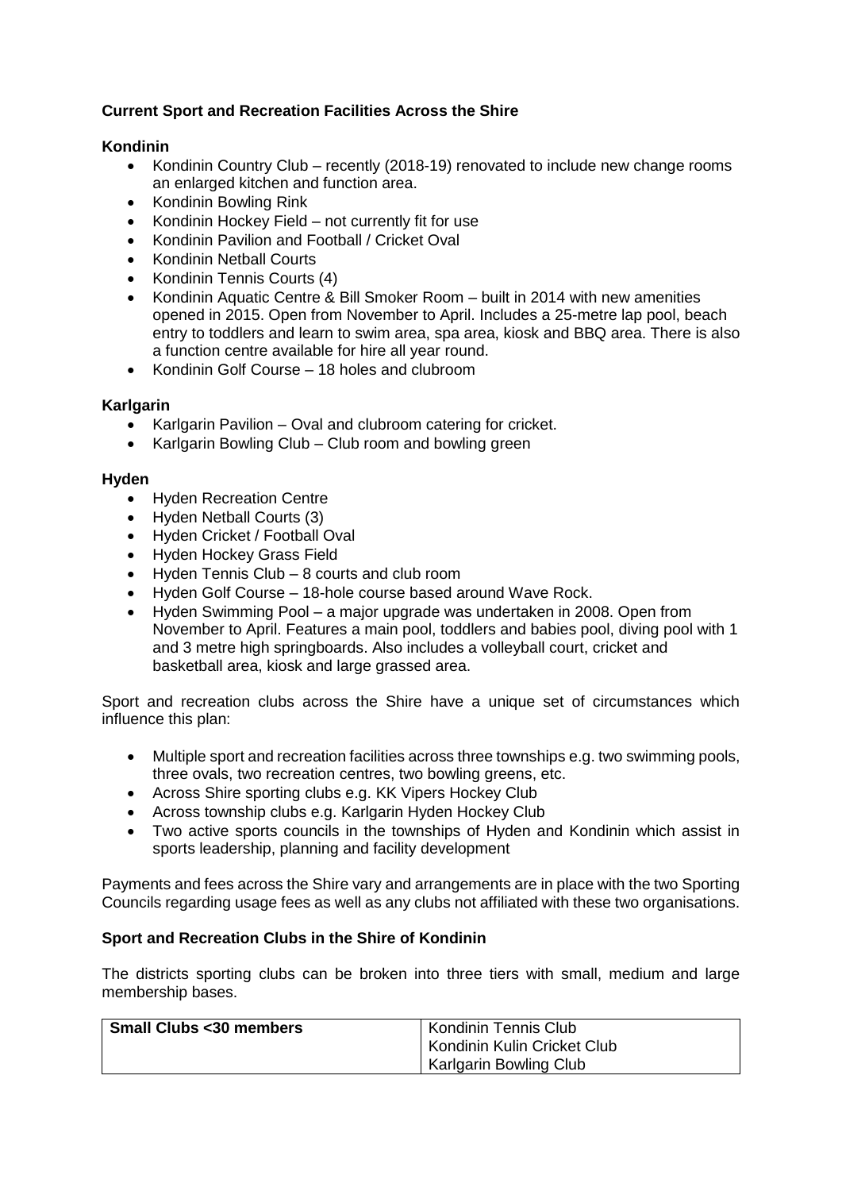**Current Sport and Recreation Facilities Across the Shire**

**Kondinin**

- Kondinin Country Club – recently (2018-19) renovated to include new change rooms an enlarged kitchen and function area.
- Kondinin Bowling Rink
- Kondinin Hockey Field – not currently fit for use
- Kondinin Pavilion and Football / Cricket Oval
- Kondinin Netball Courts
- Kondinin Tennis Courts (4)
- Kondinin Aquatic Centre & Bill Smoker Room – built in 2014 with new amenities opened in 2015. Open from November to April. Includes a 25-metre lap pool, beach entry to toddlers and learn to swim area, spa area, kiosk and BBQ area. There is also a function centre available for hire all year round.
- Kondinin Golf Course – 18 holes and clubroom

**Karlgarin**

- Karlgarin Pavilion – Oval and clubroom catering for cricket.
- Karlgarin Bowling Club – Club room and bowling green

**Hyden**

- Hyden Recreation Centre
- Hyden Netball Courts (3)
- Hyden Cricket / Football Oval
- Hyden Hockey Grass Field
- Hyden Tennis Club – 8 courts and club room
- Hyden Golf Course – 18-hole course based around Wave Rock.
- Hyden Swimming Pool – a major upgrade was undertaken in 2008. Open from November to April. Features a main pool, toddlers and babies pool, diving pool with 1 and 3 metre high springboards. Also includes a volleyball court, cricket and basketball area, kiosk and large grassed area.

Sport and recreation clubs across the Shire have a unique set of circumstances which influence this plan:

- Multiple sport and recreation facilities across three townships e.g. two swimming pools, three ovals, two recreation centres, two bowling greens, etc.
- Across Shire sporting clubs e.g. KK Vipers Hockey Club
- Across township clubs e.g. Karlgarin Hyden Hockey Club
- Two active sports councils in the townships of Hyden and Kondinin which assist in sports leadership, planning and facility development

Payments and fees across the Shire vary and arrangements are in place with the two Sporting Councils regarding usage fees as well as any clubs not affiliated with these two organisations.

**Sport and Recreation Clubs in the Shire of Kondinin**

The districts sporting clubs can be broken into three tiers with small, medium and large membership bases.

| **Small Clubs <30 members** | Kondinin Tennis Club<br>Kondinin Kulin Cricket Club<br>Karlgarin Bowling Club |
|---|---|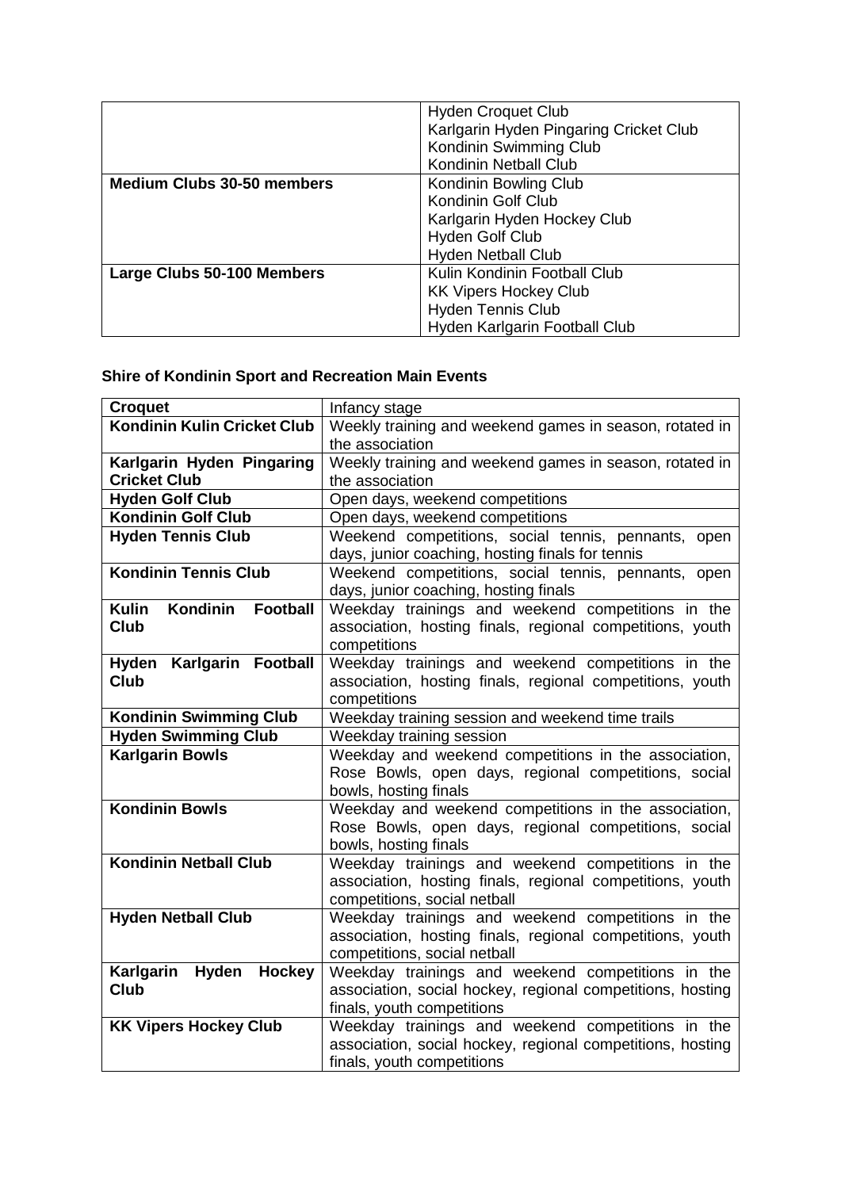| | |
|---|---|
| | Hyden Croquet Club<br>Karlgarin Hyden Pingaring Cricket Club<br>Kondinin Swimming Club<br>Kondinin Netball Club |
| **Medium Clubs 30-50 members** | Kondinin Bowling Club<br>Kondinin Golf Club<br>Karlgarin Hyden Hockey Club<br>Hyden Golf Club<br>Hyden Netball Club |
| **Large Clubs 50-100 Members** | Kulin Kondinin Football Club<br>KK Vipers Hockey Club<br>Hyden Tennis Club<br>Hyden Karlgarin Football Club |

### Shire of Kondinin Sport and Recreation Main Events

| **Croquet** | Infancy stage |
|---|---|
| **Kondinin Kulin Cricket Club** | Weekly training and weekend games in season, rotated in the association |
| **Karlgarin Hyden Pingaring Cricket Club** | Weekly training and weekend games in season, rotated in the association |
| **Hyden Golf Club** | Open days, weekend competitions |
| **Kondinin Golf Club** | Open days, weekend competitions |
| **Hyden Tennis Club** | Weekend competitions, social tennis, pennants, open days, junior coaching, hosting finals for tennis |
| **Kondinin Tennis Club** | Weekend competitions, social tennis, pennants, open days, junior coaching, hosting finals |
| **Kulin Kondinin Football Club** | Weekday trainings and weekend competitions in the association, hosting finals, regional competitions, youth competitions |
| **Hyden Karlgarin Football Club** | Weekday trainings and weekend competitions in the association, hosting finals, regional competitions, youth competitions |
| **Kondinin Swimming Club** | Weekday training session and weekend time trails |
| **Hyden Swimming Club** | Weekday training session |
| **Karlgarin Bowls** | Weekday and weekend competitions in the association, Rose Bowls, open days, regional competitions, social bowls, hosting finals |
| **Kondinin Bowls** | Weekday and weekend competitions in the association, Rose Bowls, open days, regional competitions, social bowls, hosting finals |
| **Kondinin Netball Club** | Weekday trainings and weekend competitions in the association, hosting finals, regional competitions, youth competitions, social netball |
| **Hyden Netball Club** | Weekday trainings and weekend competitions in the association, hosting finals, regional competitions, youth competitions, social netball |
| **Karlgarin Hyden Hockey Club** | Weekday trainings and weekend competitions in the association, social hockey, regional competitions, hosting finals, youth competitions |
| **KK Vipers Hockey Club** | Weekday trainings and weekend competitions in the association, social hockey, regional competitions, hosting finals, youth competitions |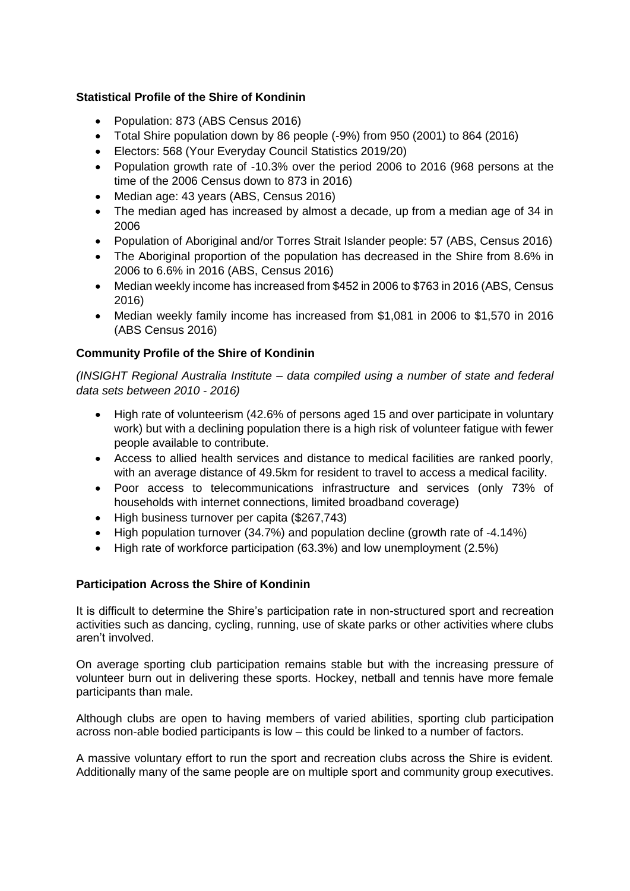**Statistical Profile of the Shire of Kondinin**

- Population: 873 (ABS Census 2016)
- Total Shire population down by 86 people (-9%) from 950 (2001) to 864 (2016)
- Electors: 568 (Your Everyday Council Statistics 2019/20)
- Population growth rate of -10.3% over the period 2006 to 2016 (968 persons at the time of the 2006 Census down to 873 in 2016)
- Median age: 43 years (ABS, Census 2016)
- The median aged has increased by almost a decade, up from a median age of 34 in 2006
- Population of Aboriginal and/or Torres Strait Islander people: 57 (ABS, Census 2016)
- The Aboriginal proportion of the population has decreased in the Shire from 8.6% in 2006 to 6.6% in 2016 (ABS, Census 2016)
- Median weekly income has increased from $452 in 2006 to $763 in 2016 (ABS, Census 2016)
- Median weekly family income has increased from $1,081 in 2006 to $1,570 in 2016 (ABS Census 2016)

**Community Profile of the Shire of Kondinin**

*(INSIGHT Regional Australia Institute – data compiled using a number of state and federal data sets between 2010 - 2016)*

- High rate of volunteerism (42.6% of persons aged 15 and over participate in voluntary work) but with a declining population there is a high risk of volunteer fatigue with fewer people available to contribute.
- Access to allied health services and distance to medical facilities are ranked poorly, with an average distance of 49.5km for resident to travel to access a medical facility.
- Poor access to telecommunications infrastructure and services (only 73% of households with internet connections, limited broadband coverage)
- High business turnover per capita ($267,743)
- High population turnover (34.7%) and population decline (growth rate of -4.14%)
- High rate of workforce participation (63.3%) and low unemployment (2.5%)

**Participation Across the Shire of Kondinin**

It is difficult to determine the Shire's participation rate in non-structured sport and recreation activities such as dancing, cycling, running, use of skate parks or other activities where clubs aren't involved.

On average sporting club participation remains stable but with the increasing pressure of volunteer burn out in delivering these sports. Hockey, netball and tennis have more female participants than male.

Although clubs are open to having members of varied abilities, sporting club participation across non-able bodied participants is low – this could be linked to a number of factors.

A massive voluntary effort to run the sport and recreation clubs across the Shire is evident. Additionally many of the same people are on multiple sport and community group executives.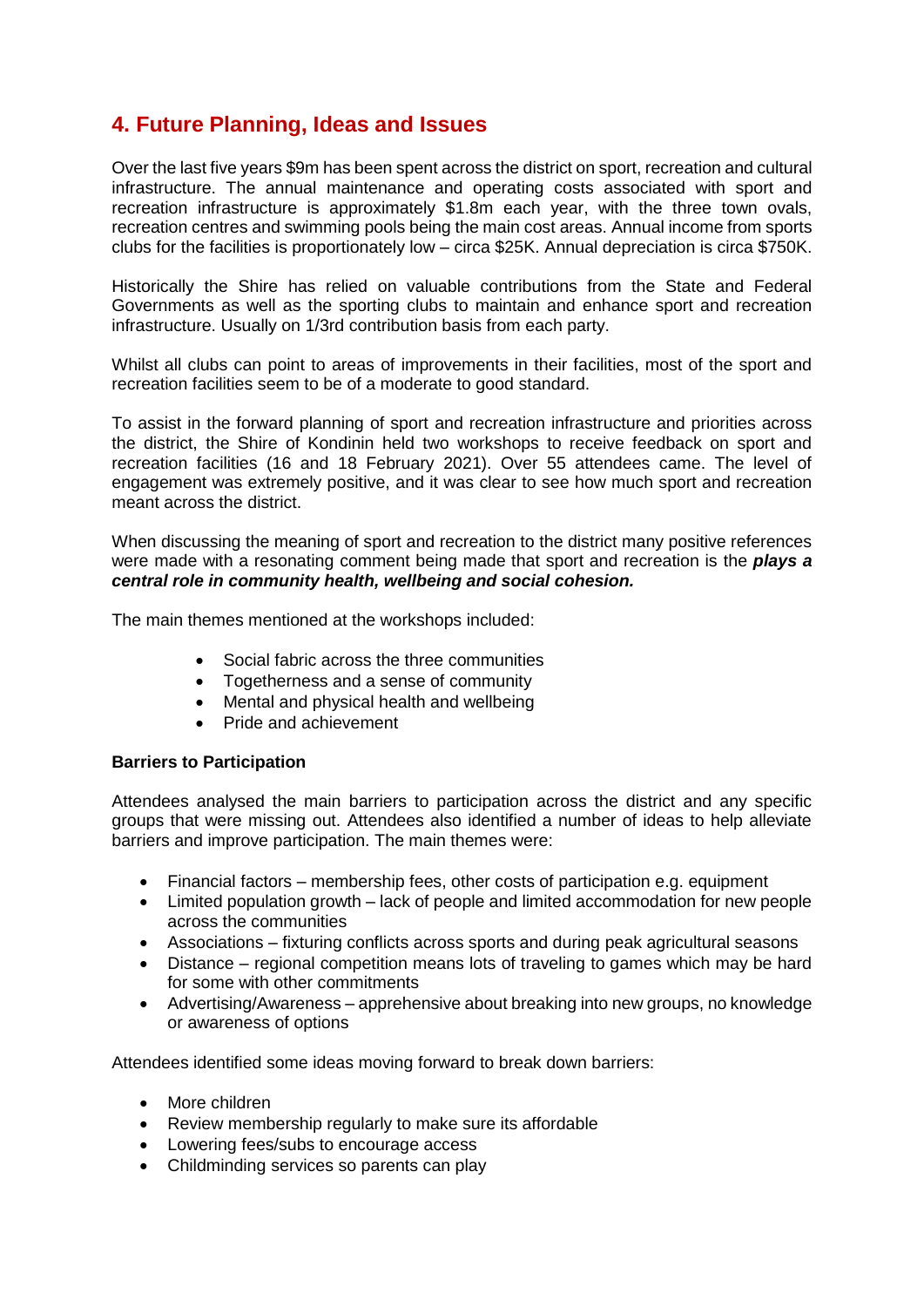## 4. Future Planning, Ideas and Issues

Over the last five years $9m has been spent across the district on sport, recreation and cultural infrastructure. The annual maintenance and operating costs associated with sport and recreation infrastructure is approximately $1.8m each year, with the three town ovals, recreation centres and swimming pools being the main cost areas. Annual income from sports clubs for the facilities is proportionately low – circa $25K. Annual depreciation is circa $750K.

Historically the Shire has relied on valuable contributions from the State and Federal Governments as well as the sporting clubs to maintain and enhance sport and recreation infrastructure. Usually on 1/3rd contribution basis from each party.

Whilst all clubs can point to areas of improvements in their facilities, most of the sport and recreation facilities seem to be of a moderate to good standard.

To assist in the forward planning of sport and recreation infrastructure and priorities across the district, the Shire of Kondinin held two workshops to receive feedback on sport and recreation facilities (16 and 18 February 2021). Over 55 attendees came. The level of engagement was extremely positive, and it was clear to see how much sport and recreation meant across the district.

When discussing the meaning of sport and recreation to the district many positive references were made with a resonating comment being made that sport and recreation is the ***plays a central role in community health, wellbeing and social cohesion.***

The main themes mentioned at the workshops included:

- Social fabric across the three communities
- Togetherness and a sense of community
- Mental and physical health and wellbeing
- Pride and achievement

**Barriers to Participation**

Attendees analysed the main barriers to participation across the district and any specific groups that were missing out. Attendees also identified a number of ideas to help alleviate barriers and improve participation. The main themes were:

- Financial factors – membership fees, other costs of participation e.g. equipment
- Limited population growth – lack of people and limited accommodation for new people across the communities
- Associations – fixturing conflicts across sports and during peak agricultural seasons
- Distance – regional competition means lots of traveling to games which may be hard for some with other commitments
- Advertising/Awareness – apprehensive about breaking into new groups, no knowledge or awareness of options

Attendees identified some ideas moving forward to break down barriers:

- More children
- Review membership regularly to make sure its affordable
- Lowering fees/subs to encourage access
- Childminding services so parents can play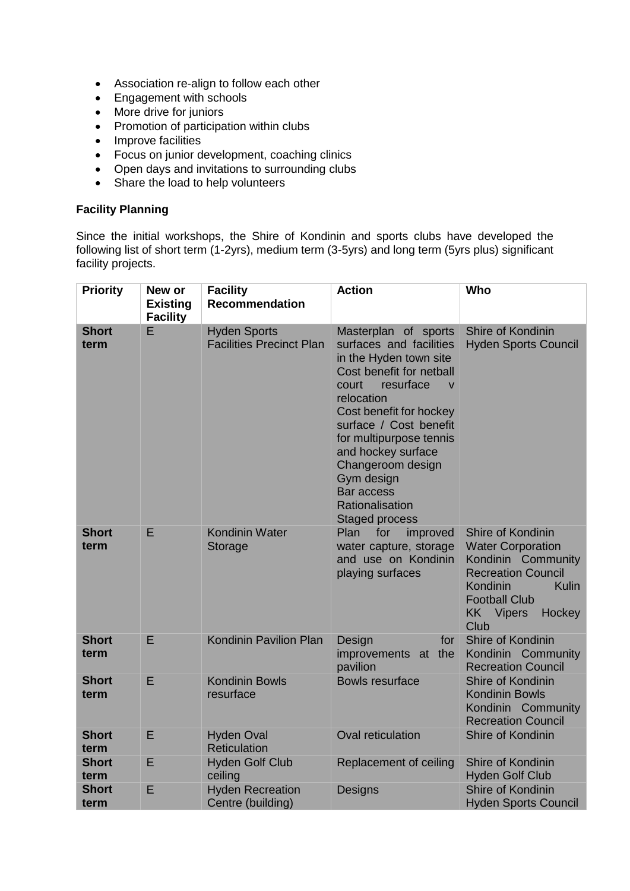- Association re-align to follow each other
- Engagement with schools
- More drive for juniors
- Promotion of participation within clubs
- Improve facilities
- Focus on junior development, coaching clinics
- Open days and invitations to surrounding clubs
- Share the load to help volunteers

**Facility Planning**

Since the initial workshops, the Shire of Kondinin and sports clubs have developed the following list of short term (1-2yrs), medium term (3-5yrs) and long term (5yrs plus) significant facility projects.

| Priority | New or Existing Facility | Facility Recommendation | Action | Who |
|---|---|---|---|---|
| **Short term** | E | Hyden Sports Facilities Precinct Plan | Masterplan of sports surfaces and facilities in the Hyden town site<br>Cost benefit for netball court resurface v relocation<br>Cost benefit for hockey surface / Cost benefit for multipurpose tennis and hockey surface<br>Changeroom design<br>Gym design<br>Bar access<br>Rationalisation<br>Staged process | Shire of Kondinin<br>Hyden Sports Council |
| **Short term** | E | Kondinin Water Storage | Plan for improved water capture, storage and use on Kondinin playing surfaces | Shire of Kondinin<br>Water Corporation<br>Kondinin Community Recreation Council<br>Kondinin Kulin Football Club<br>KK Vipers Hockey Club |
| **Short term** | E | Kondinin Pavilion Plan | Design for improvements at the pavilion | Shire of Kondinin<br>Kondinin Community Recreation Council |
| **Short term** | E | Kondinin Bowls resurface | Bowls resurface | Shire of Kondinin<br>Kondinin Bowls<br>Kondinin Community Recreation Council |
| **Short term** | E | Hyden Oval Reticulation | Oval reticulation | Shire of Kondinin |
| **Short term** | E | Hyden Golf Club ceiling | Replacement of ceiling | Shire of Kondinin<br>Hyden Golf Club |
| **Short term** | E | Hyden Recreation Centre (building) | Designs | Shire of Kondinin<br>Hyden Sports Council |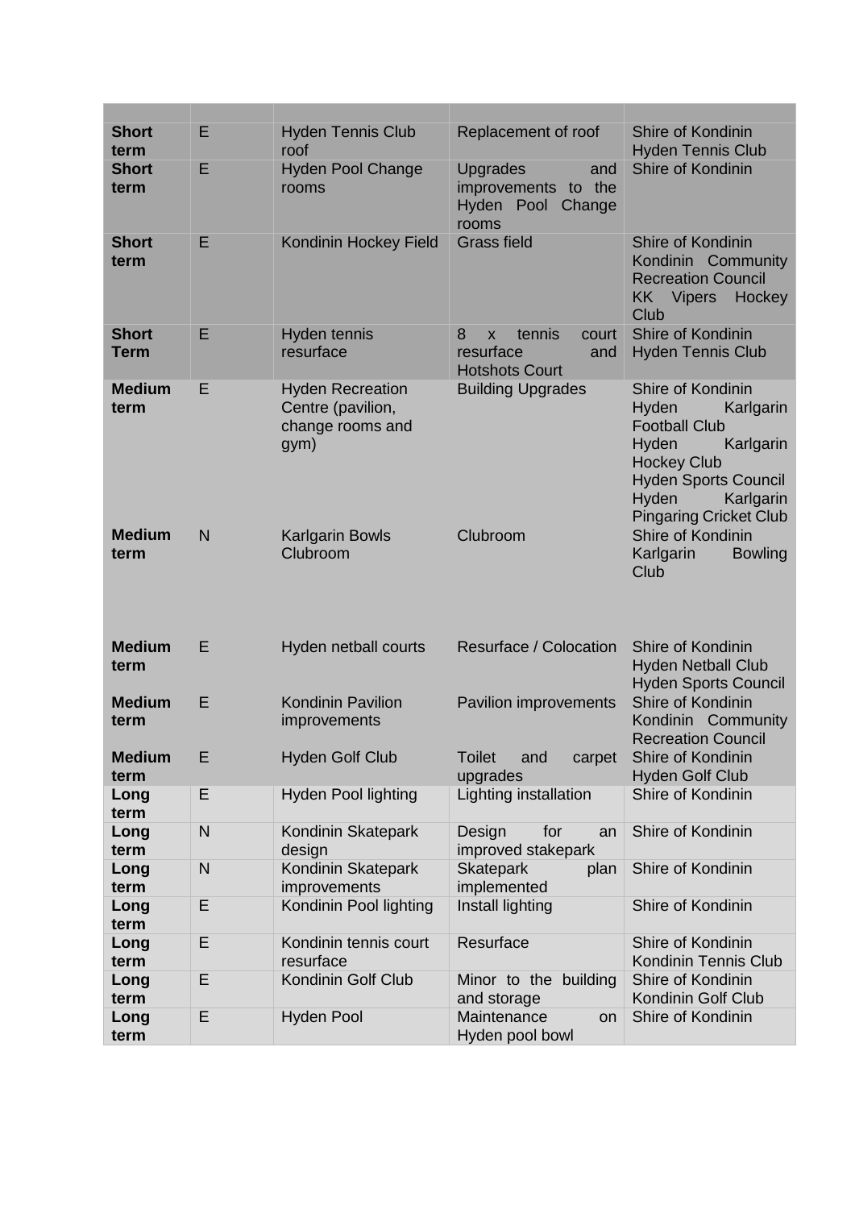| | | | | |
|---|---|---|---|---|
| **Short term** | E | Hyden Tennis Club roof | Replacement of roof | Shire of Kondinin<br>Hyden Tennis Club |
| **Short term** | E | Hyden Pool Change rooms | Upgrades and improvements to the Hyden Pool Change rooms | Shire of Kondinin |
| **Short term** | E | Kondinin Hockey Field | Grass field | Shire of Kondinin<br>Kondinin Community Recreation Council<br>KK Vipers Hockey Club |
| **Short Term** | E | Hyden tennis resurface | 8 x tennis court resurface and Hotshots Court | Shire of Kondinin<br>Hyden Tennis Club |
| **Medium term** | E | Hyden Recreation Centre (pavilion, change rooms and gym) | Building Upgrades | Shire of Kondinin<br>Hyden Karlgarin Football Club<br>Hyden Karlgarin Hockey Club<br>Hyden Sports Council<br>Hyden Karlgarin Pingaring Cricket Club |
| **Medium term** | N | Karlgarin Bowls Clubroom | Clubroom | Shire of Kondinin<br>Karlgarin Bowling Club |
| **Medium term** | E | Hyden netball courts | Resurface / Colocation | Shire of Kondinin<br>Hyden Netball Club<br>Hyden Sports Council |
| **Medium term** | E | Kondinin Pavilion improvements | Pavilion improvements | Shire of Kondinin<br>Kondinin Community Recreation Council |
| **Medium term** | E | Hyden Golf Club | Toilet and carpet upgrades | Shire of Kondinin<br>Hyden Golf Club |
| **Long term** | E | Hyden Pool lighting | Lighting installation | Shire of Kondinin |
| **Long term** | N | Kondinin Skatepark design | Design for an improved stakepark | Shire of Kondinin |
| **Long term** | N | Kondinin Skatepark improvements | Skatepark plan implemented | Shire of Kondinin |
| **Long term** | E | Kondinin Pool lighting | Install lighting | Shire of Kondinin |
| **Long term** | E | Kondinin tennis court resurface | Resurface | Shire of Kondinin<br>Kondinin Tennis Club |
| **Long term** | E | Kondinin Golf Club | Minor to the building and storage | Shire of Kondinin<br>Kondinin Golf Club |
| **Long term** | E | Hyden Pool | Maintenance on Hyden pool bowl | Shire of Kondinin |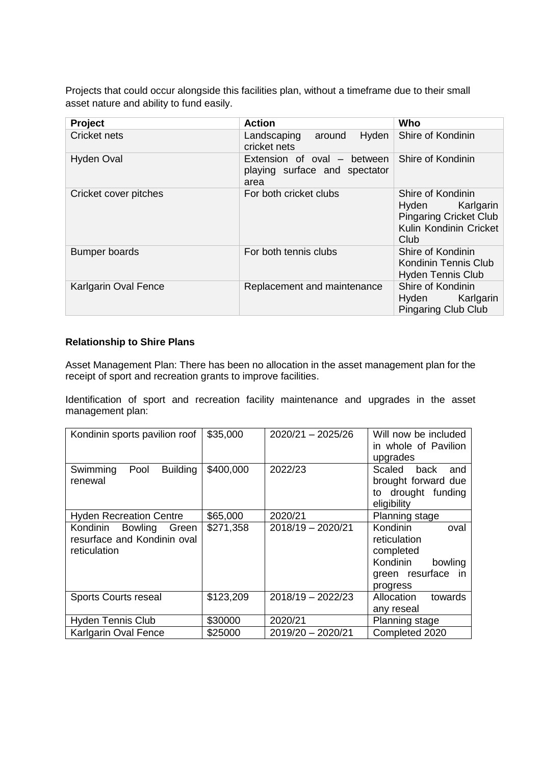Projects that could occur alongside this facilities plan, without a timeframe due to their small asset nature and ability to fund easily.

| Project | Action | Who |
|---|---|---|
| Cricket nets | Landscaping around Hyden cricket nets | Shire of Kondinin |
| Hyden Oval | Extension of oval – between playing surface and spectator area | Shire of Kondinin |
| Cricket cover pitches | For both cricket clubs | Shire of Kondinin<br>Hyden Karlgarin Pingaring Cricket Club<br>Kulin Kondinin Cricket Club |
| Bumper boards | For both tennis clubs | Shire of Kondinin<br>Kondinin Tennis Club<br>Hyden Tennis Club |
| Karlgarin Oval Fence | Replacement and maintenance | Shire of Kondinin<br>Hyden Karlgarin Pingaring Club Club |

**Relationship to Shire Plans**

Asset Management Plan: There has been no allocation in the asset management plan for the receipt of sport and recreation grants to improve facilities.

Identification of sport and recreation facility maintenance and upgrades in the asset management plan:

| | | | |
|---|---|---|---|
| Kondinin sports pavilion roof | $35,000 | 2020/21 – 2025/26 | Will now be included in whole of Pavilion upgrades |
| Swimming Pool Building renewal | $400,000 | 2022/23 | Scaled back and brought forward due to drought funding eligibility |
| Hyden Recreation Centre | $65,000 | 2020/21 | Planning stage |
| Kondinin Bowling Green resurface and Kondinin oval reticulation | $271,358 | 2018/19 – 2020/21 | Kondinin oval reticulation completed<br>Kondinin bowling green resurface in progress |
| Sports Courts reseal | $123,209 | 2018/19 – 2022/23 | Allocation towards any reseal |
| Hyden Tennis Club | $30000 | 2020/21 | Planning stage |
| Karlgarin Oval Fence | $25000 | 2019/20 – 2020/21 | Completed 2020 |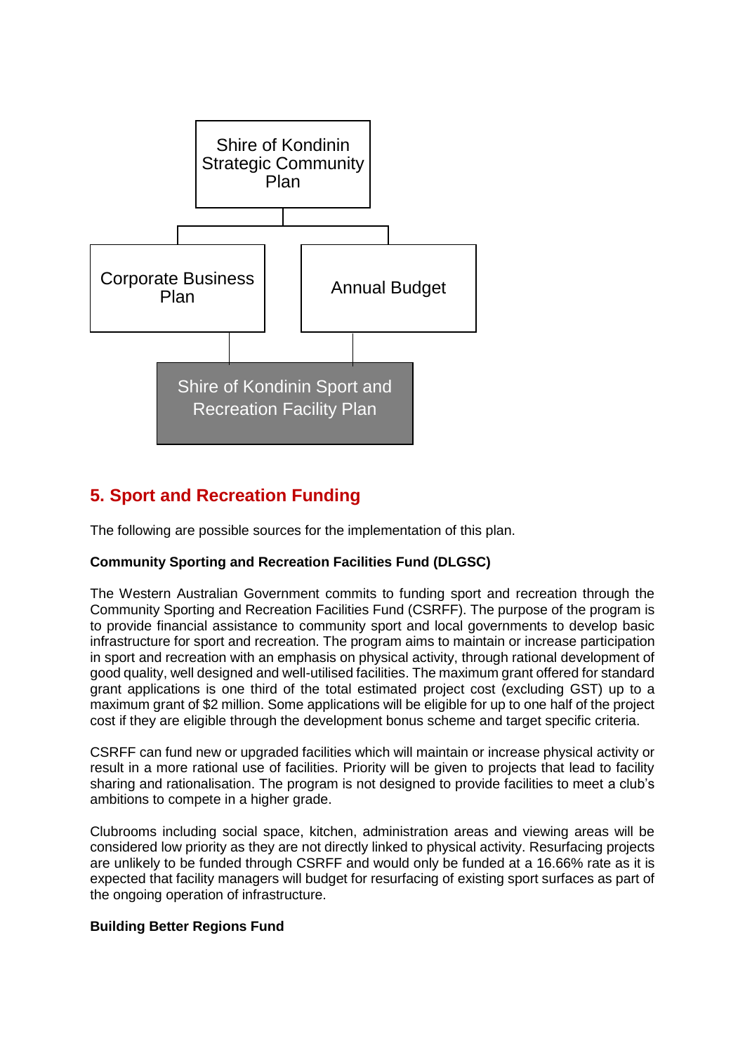Shire of Kondinin Strategic Community Plan

Corporate Business Plan

Annual Budget

Shire of Kondinin Sport and Recreation Facility Plan

## 5. Sport and Recreation Funding

The following are possible sources for the implementation of this plan.

**Community Sporting and Recreation Facilities Fund (DLGSC)**

The Western Australian Government commits to funding sport and recreation through the Community Sporting and Recreation Facilities Fund (CSRFF). The purpose of the program is to provide financial assistance to community sport and local governments to develop basic infrastructure for sport and recreation. The program aims to maintain or increase participation in sport and recreation with an emphasis on physical activity, through rational development of good quality, well designed and well-utilised facilities. The maximum grant offered for standard grant applications is one third of the total estimated project cost (excluding GST) up to a maximum grant of $2 million. Some applications will be eligible for up to one half of the project cost if they are eligible through the development bonus scheme and target specific criteria.

CSRFF can fund new or upgraded facilities which will maintain or increase physical activity or result in a more rational use of facilities. Priority will be given to projects that lead to facility sharing and rationalisation. The program is not designed to provide facilities to meet a club's ambitions to compete in a higher grade.

Clubrooms including social space, kitchen, administration areas and viewing areas will be considered low priority as they are not directly linked to physical activity. Resurfacing projects are unlikely to be funded through CSRFF and would only be funded at a 16.66% rate as it is expected that facility managers will budget for resurfacing of existing sport surfaces as part of the ongoing operation of infrastructure.

**Building Better Regions Fund**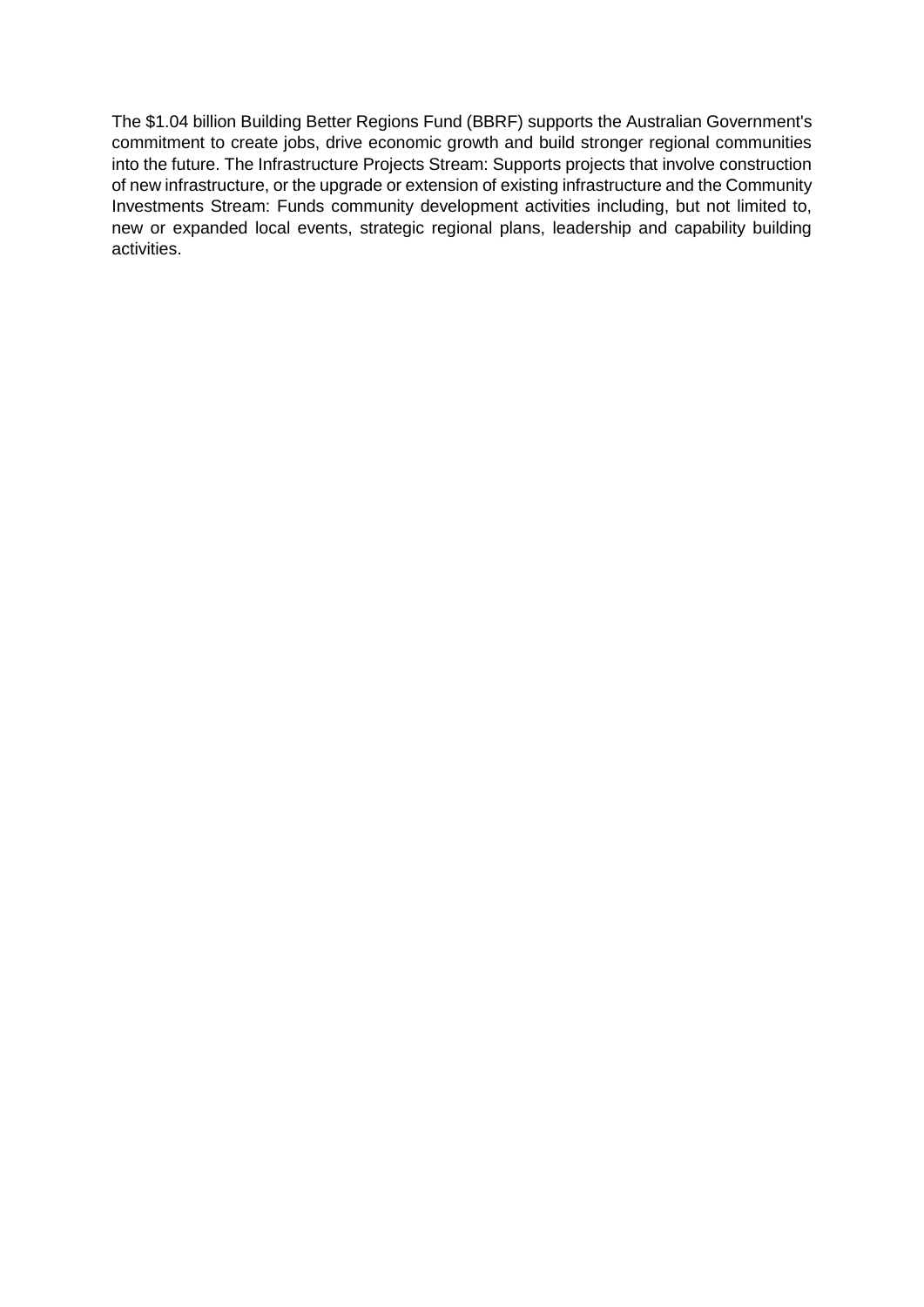The $1.04 billion Building Better Regions Fund (BBRF) supports the Australian Government's commitment to create jobs, drive economic growth and build stronger regional communities into the future. The Infrastructure Projects Stream: Supports projects that involve construction of new infrastructure, or the upgrade or extension of existing infrastructure and the Community Investments Stream: Funds community development activities including, but not limited to, new or expanded local events, strategic regional plans, leadership and capability building activities.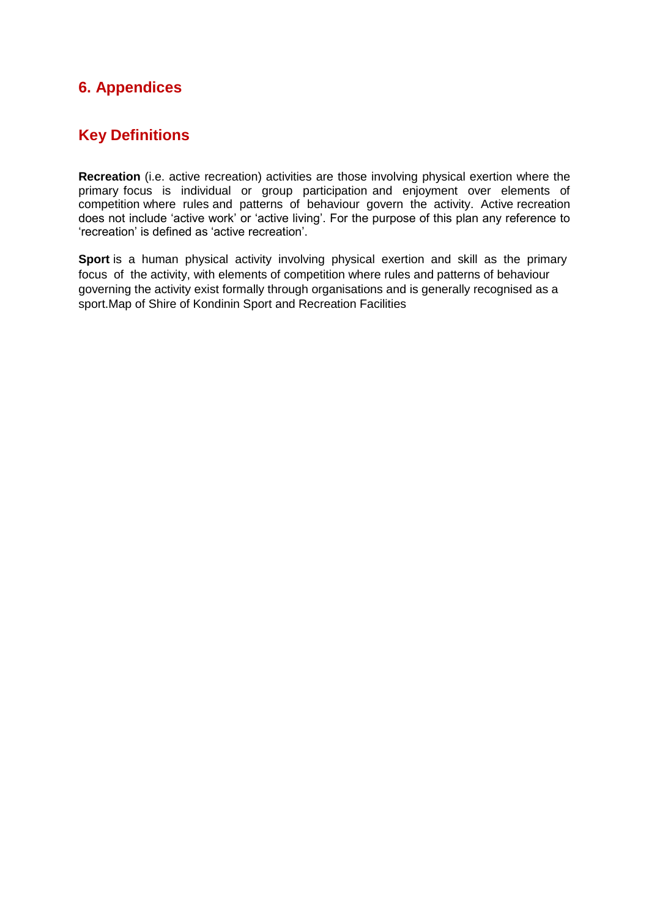# 6. Appendices

## Key Definitions

**Recreation** (i.e. active recreation) activities are those involving physical exertion where the primary focus is individual or group participation and enjoyment over elements of competition where rules and patterns of behaviour govern the activity. Active recreation does not include 'active work' or 'active living'. For the purpose of this plan any reference to 'recreation' is defined as 'active recreation'.

**Sport** is a human physical activity involving physical exertion and skill as the primary focus of the activity, with elements of competition where rules and patterns of behaviour governing the activity exist formally through organisations and is generally recognised as a sport.Map of Shire of Kondinin Sport and Recreation Facilities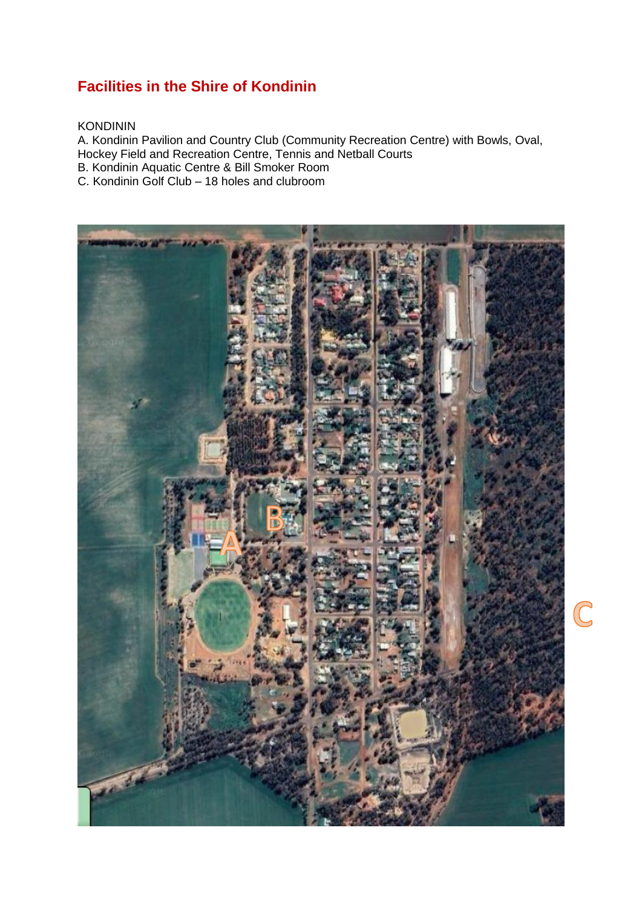## Facilities in the Shire of Kondinin

KONDININ

A. Kondinin Pavilion and Country Club (Community Recreation Centre) with Bowls, Oval, Hockey Field and Recreation Centre, Tennis and Netball Courts

B. Kondinin Aquatic Centre & Bill Smoker Room

C. Kondinin Golf Club – 18 holes and clubroom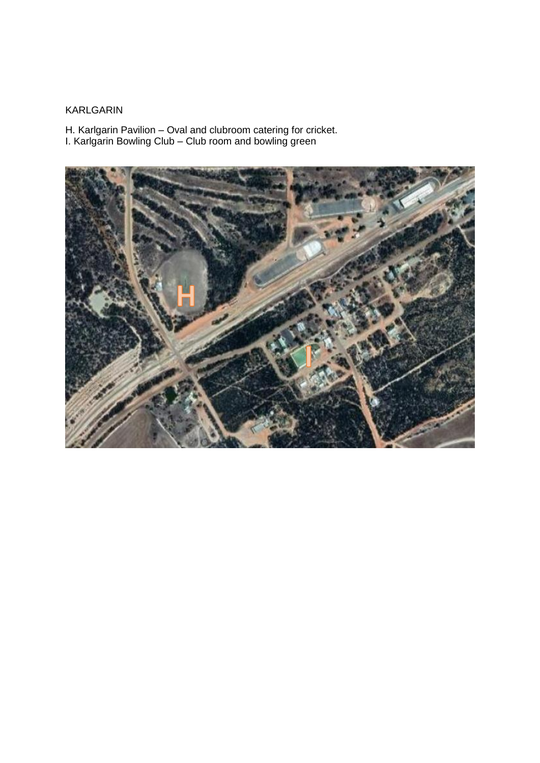KARLGARIN

H. Karlgarin Pavilion – Oval and clubroom catering for cricket.
I. Karlgarin Bowling Club – Club room and bowling green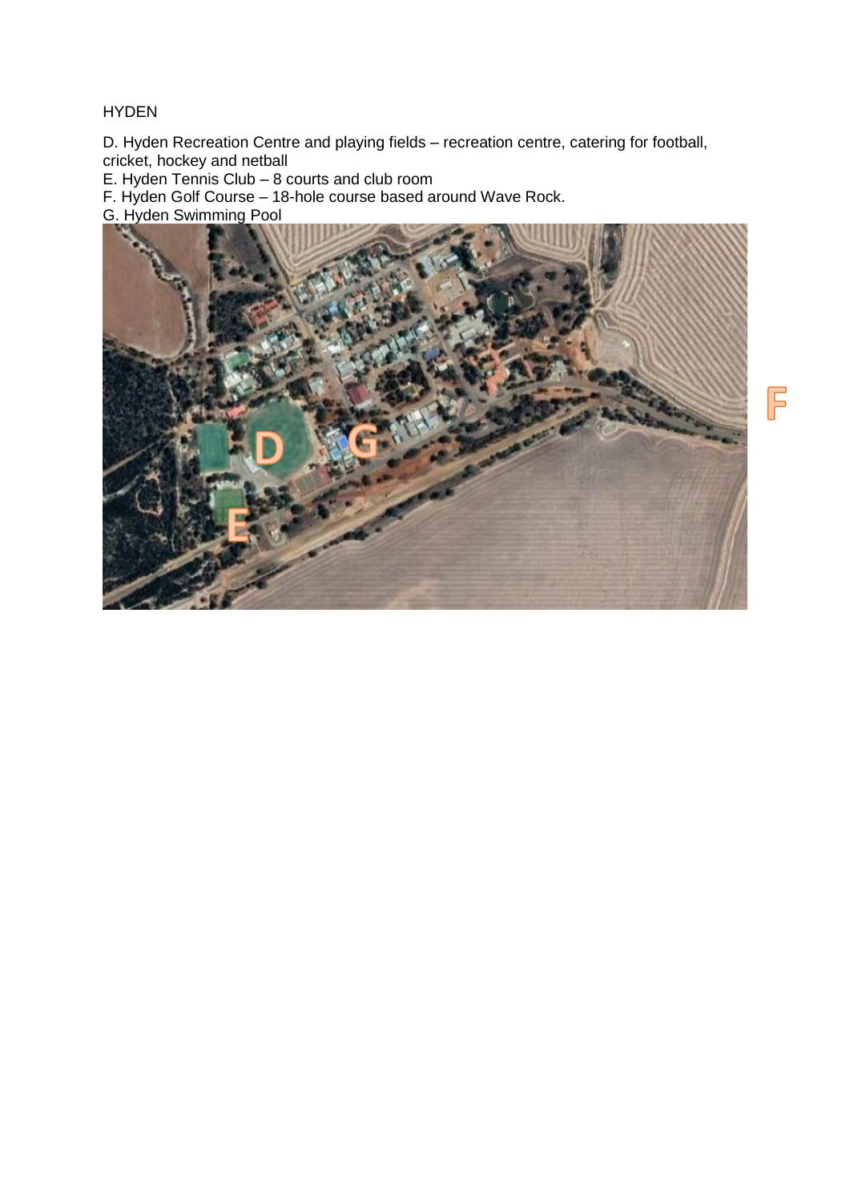HYDEN

D. Hyden Recreation Centre and playing fields – recreation centre, catering for football, cricket, hockey and netball
E. Hyden Tennis Club – 8 courts and club room
F. Hyden Golf Course – 18-hole course based around Wave Rock.
G. Hyden Swimming Pool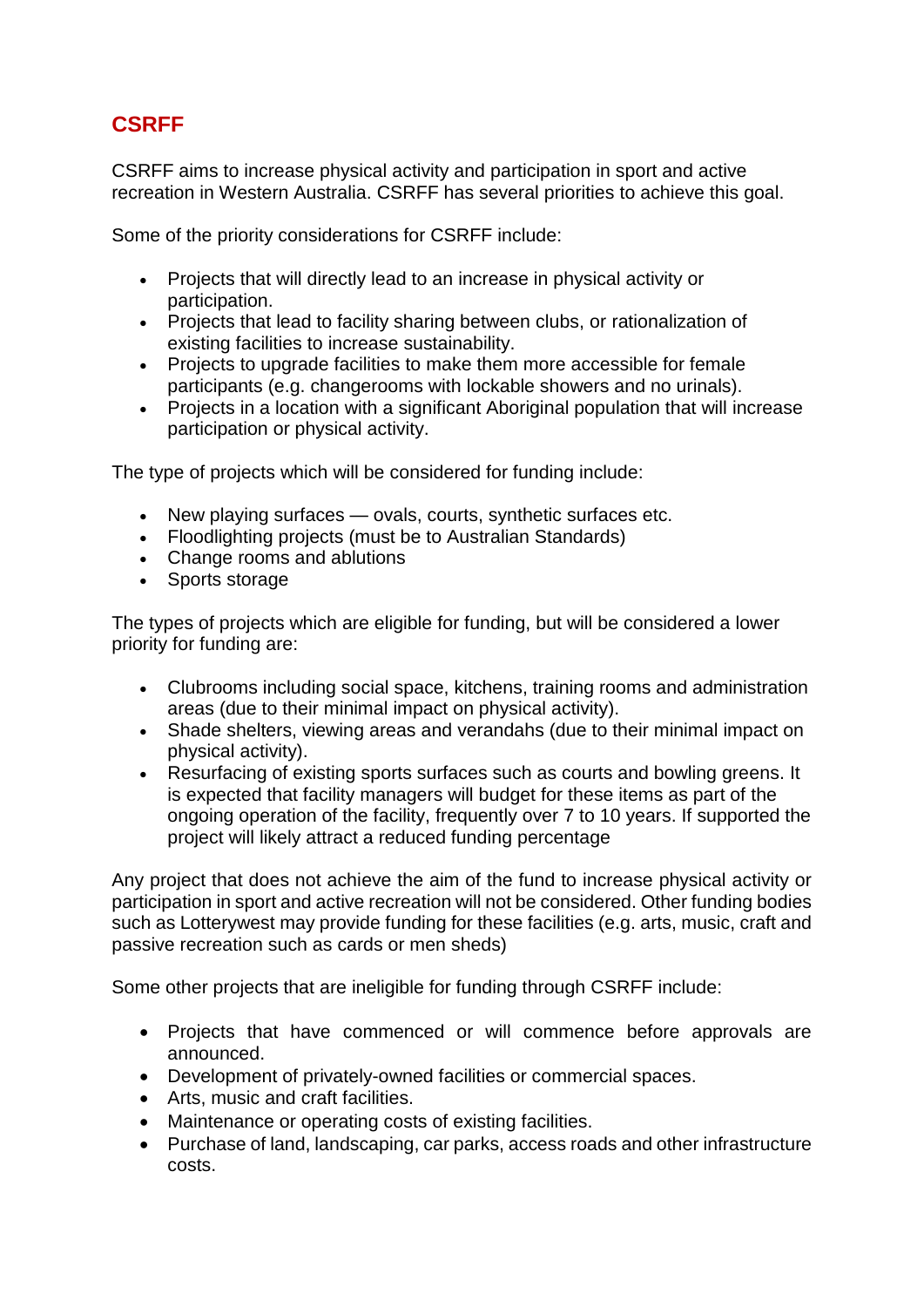## CSRFF

CSRFF aims to increase physical activity and participation in sport and active recreation in Western Australia. CSRFF has several priorities to achieve this goal.

Some of the priority considerations for CSRFF include:

- Projects that will directly lead to an increase in physical activity or participation.
- Projects that lead to facility sharing between clubs, or rationalization of existing facilities to increase sustainability.
- Projects to upgrade facilities to make them more accessible for female participants (e.g. changerooms with lockable showers and no urinals).
- Projects in a location with a significant Aboriginal population that will increase participation or physical activity.

The type of projects which will be considered for funding include:

- New playing surfaces — ovals, courts, synthetic surfaces etc.
- Floodlighting projects (must be to Australian Standards)
- Change rooms and ablutions
- Sports storage

The types of projects which are eligible for funding, but will be considered a lower priority for funding are:

- Clubrooms including social space, kitchens, training rooms and administration areas (due to their minimal impact on physical activity).
- Shade shelters, viewing areas and verandahs (due to their minimal impact on physical activity).
- Resurfacing of existing sports surfaces such as courts and bowling greens. It is expected that facility managers will budget for these items as part of the ongoing operation of the facility, frequently over 7 to 10 years. If supported the project will likely attract a reduced funding percentage

Any project that does not achieve the aim of the fund to increase physical activity or participation in sport and active recreation will not be considered. Other funding bodies such as Lotterywest may provide funding for these facilities (e.g. arts, music, craft and passive recreation such as cards or men sheds)

Some other projects that are ineligible for funding through CSRFF include:

- Projects that have commenced or will commence before approvals are announced.
- Development of privately-owned facilities or commercial spaces.
- Arts, music and craft facilities.
- Maintenance or operating costs of existing facilities.
- Purchase of land, landscaping, car parks, access roads and other infrastructure costs.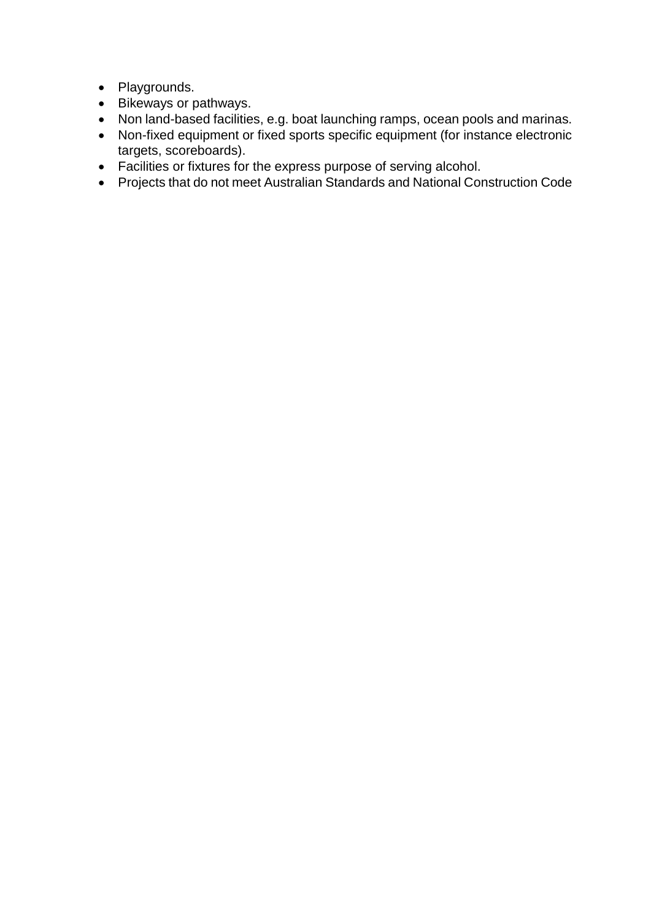- Playgrounds.
- Bikeways or pathways.
- Non land-based facilities, e.g. boat launching ramps, ocean pools and marinas.
- Non-fixed equipment or fixed sports specific equipment (for instance electronic targets, scoreboards).
- Facilities or fixtures for the express purpose of serving alcohol.
- Projects that do not meet Australian Standards and National Construction Code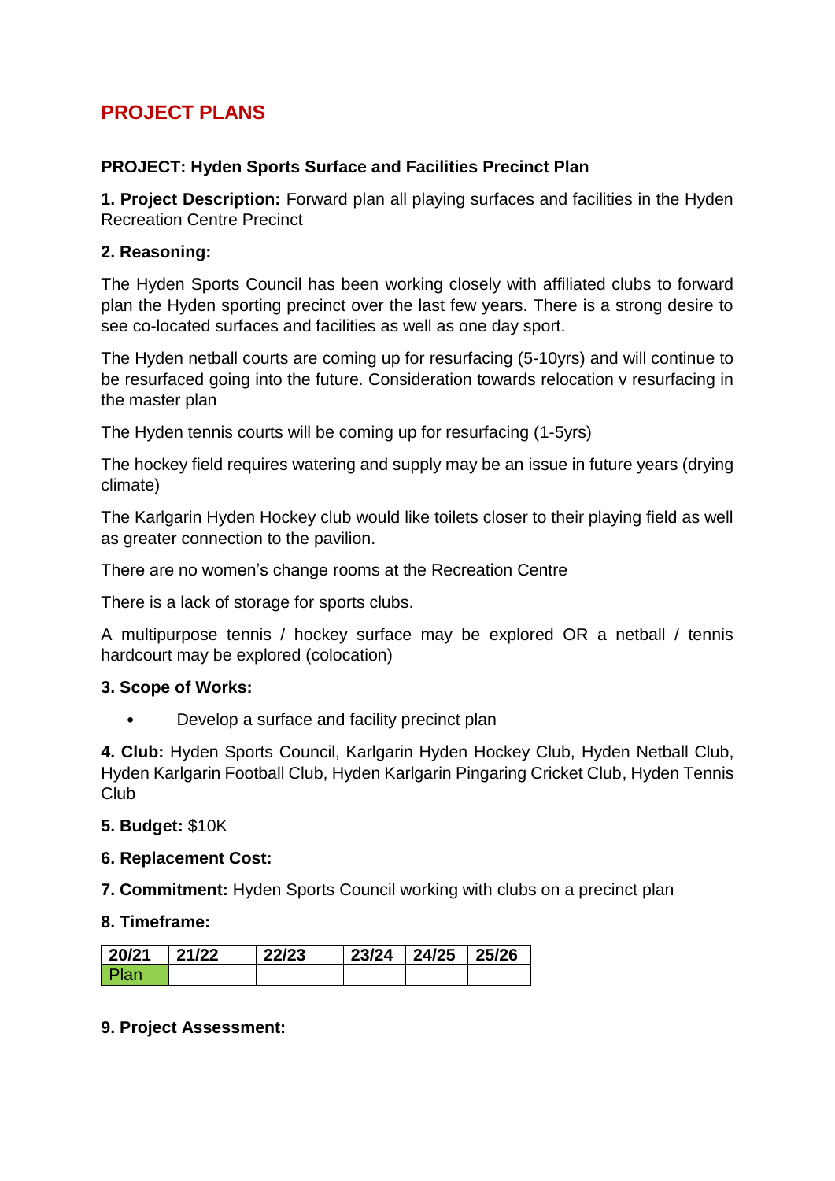# PROJECT PLANS

**PROJECT: Hyden Sports Surface and Facilities Precinct Plan**

**1. Project Description:** Forward plan all playing surfaces and facilities in the Hyden Recreation Centre Precinct

**2. Reasoning:**

The Hyden Sports Council has been working closely with affiliated clubs to forward plan the Hyden sporting precinct over the last few years. There is a strong desire to see co-located surfaces and facilities as well as one day sport.

The Hyden netball courts are coming up for resurfacing (5-10yrs) and will continue to be resurfaced going into the future. Consideration towards relocation v resurfacing in the master plan

The Hyden tennis courts will be coming up for resurfacing (1-5yrs)

The hockey field requires watering and supply may be an issue in future years (drying climate)

The Karlgarin Hyden Hockey club would like toilets closer to their playing field as well as greater connection to the pavilion.

There are no women's change rooms at the Recreation Centre

There is a lack of storage for sports clubs.

A multipurpose tennis / hockey surface may be explored OR a netball / tennis hardcourt may be explored (colocation)

**3. Scope of Works:**

- Develop a surface and facility precinct plan

**4. Club:** Hyden Sports Council, Karlgarin Hyden Hockey Club, Hyden Netball Club, Hyden Karlgarin Football Club, Hyden Karlgarin Pingaring Cricket Club, Hyden Tennis Club

**5. Budget:** $10K

**6. Replacement Cost:**

**7. Commitment:** Hyden Sports Council working with clubs on a precinct plan

**8. Timeframe:**

| 20/21 | 21/22 | 22/23 | 23/24 | 24/25 | 25/26 |
|---|---|---|---|---|---|
| Plan | | | | | |

**9. Project Assessment:**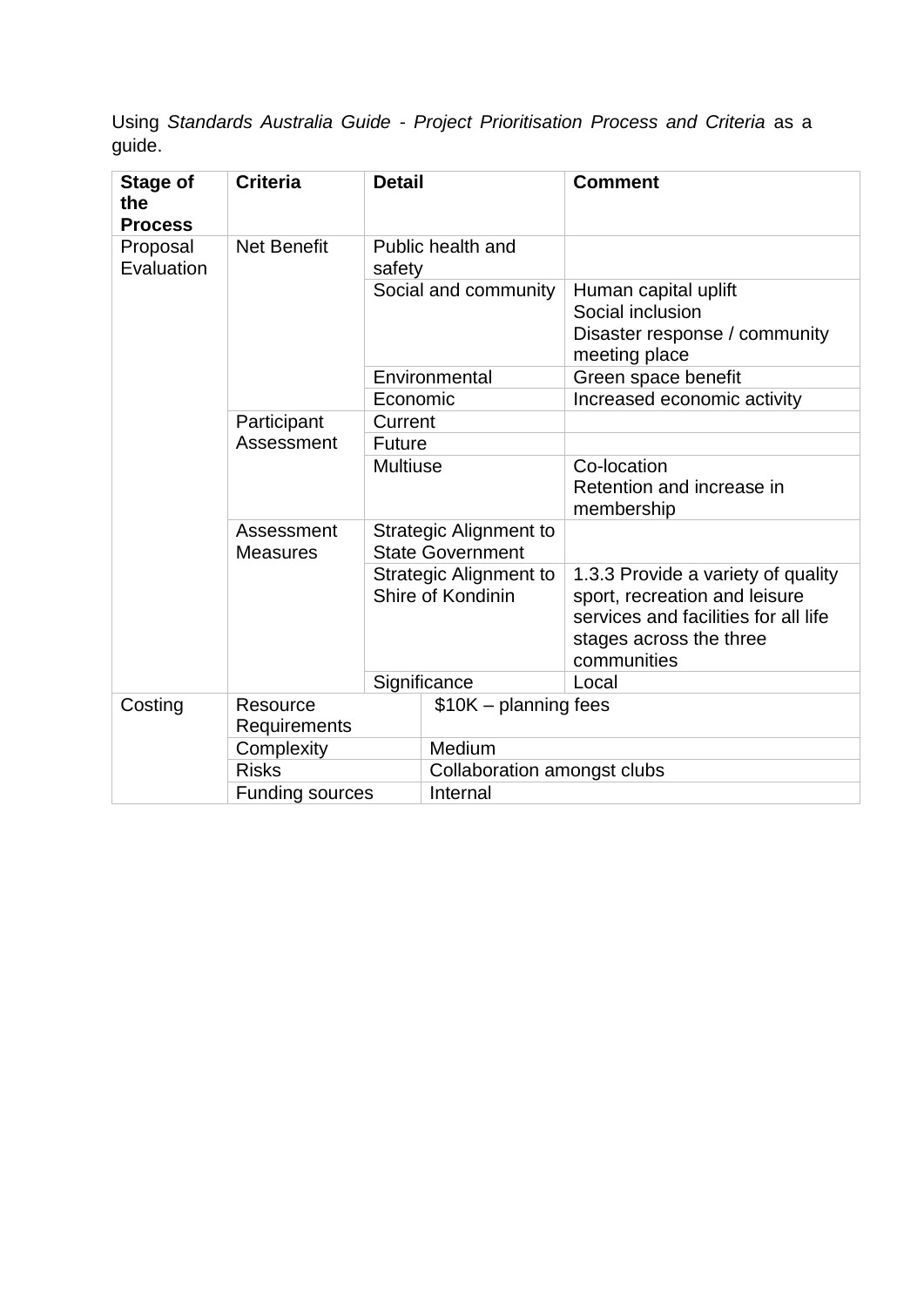Using *Standards Australia Guide - Project Prioritisation Process and Criteria* as a guide.

| **Stage of the Process** | **Criteria** | **Detail** | **Comment** |
|---|---|---|---|
| Proposal Evaluation | Net Benefit | Public health and safety | |
| | | Social and community | Human capital uplift<br>Social inclusion<br>Disaster response / community meeting place |
| | | Environmental | Green space benefit |
| | | Economic | Increased economic activity |
| | Participant Assessment | Current | |
| | | Future | |
| | | Multiuse | Co-location<br>Retention and increase in membership |
| | Assessment Measures | Strategic Alignment to State Government | |
| | | Strategic Alignment to Shire of Kondinin | 1.3.3 Provide a variety of quality sport, recreation and leisure services and facilities for all life stages across the three communities |
| | | Significance | Local |
| Costing | Resource Requirements | $10K – planning fees | |
| | Complexity | Medium | |
| | Risks | Collaboration amongst clubs | |
| | Funding sources | Internal | |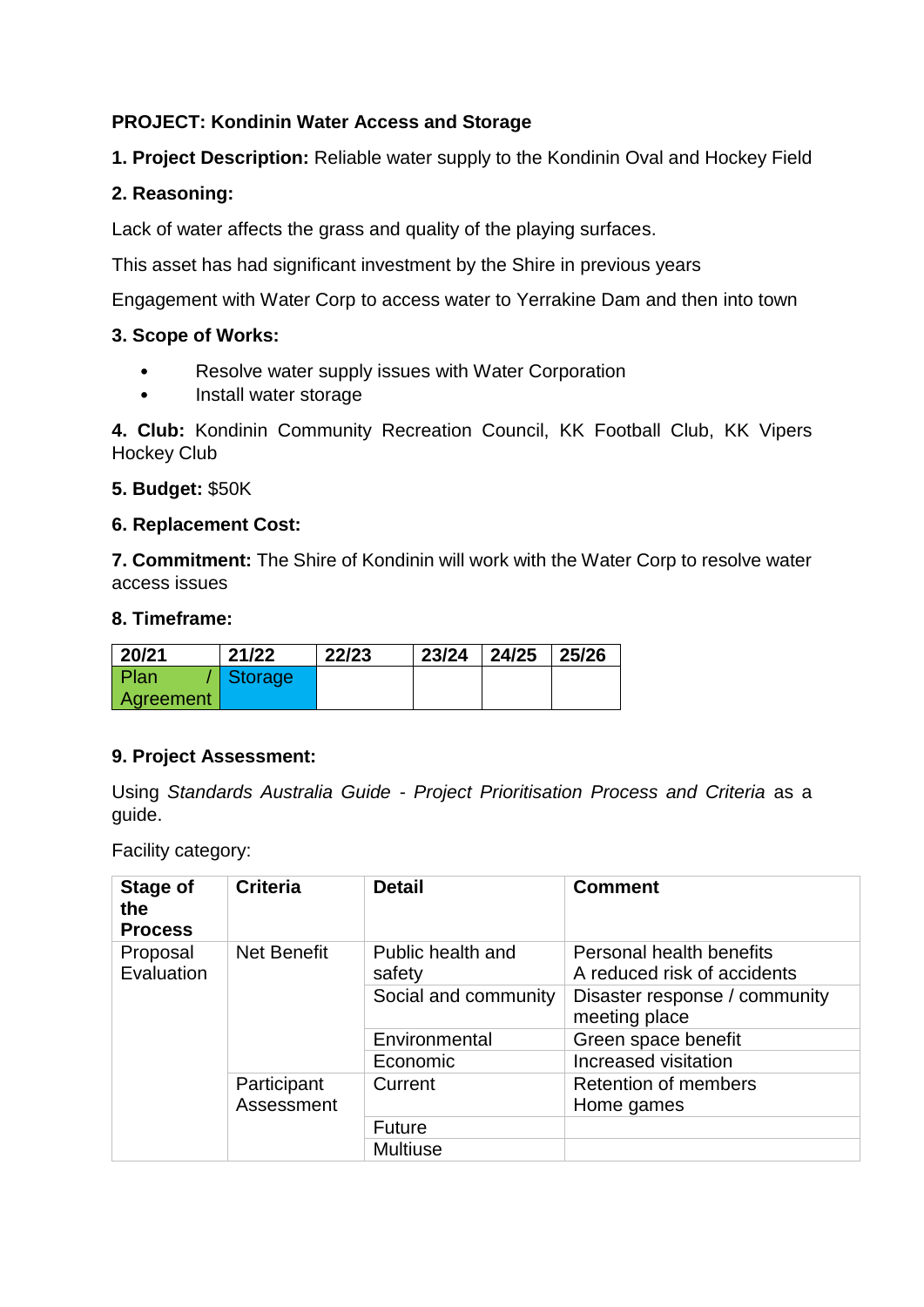**PROJECT: Kondinin Water Access and Storage**

**1. Project Description:** Reliable water supply to the Kondinin Oval and Hockey Field

**2. Reasoning:**

Lack of water affects the grass and quality of the playing surfaces.

This asset has had significant investment by the Shire in previous years

Engagement with Water Corp to access water to Yerrakine Dam and then into town

**3. Scope of Works:**

- Resolve water supply issues with Water Corporation
- Install water storage

**4. Club:** Kondinin Community Recreation Council, KK Football Club, KK Vipers Hockey Club

**5. Budget:** $50K

**6. Replacement Cost:**

**7. Commitment:** The Shire of Kondinin will work with the Water Corp to resolve water access issues

**8. Timeframe:**

| 20/21 | 21/22 | 22/23 | 23/24 | 24/25 | 25/26 |
|---|---|---|---|---|---|
| Plan / Agreement | Storage | | | | |

**9. Project Assessment:**

Using *Standards Australia Guide - Project Prioritisation Process and Criteria* as a guide.

Facility category:

| Stage of the Process | Criteria | Detail | Comment |
|---|---|---|---|
| Proposal Evaluation | Net Benefit | Public health and safety | Personal health benefits<br>A reduced risk of accidents |
| | | Social and community | Disaster response / community meeting place |
| | | Environmental | Green space benefit |
| | | Economic | Increased visitation |
| | Participant Assessment | Current | Retention of members<br>Home games |
| | | Future | |
| | | Multiuse | |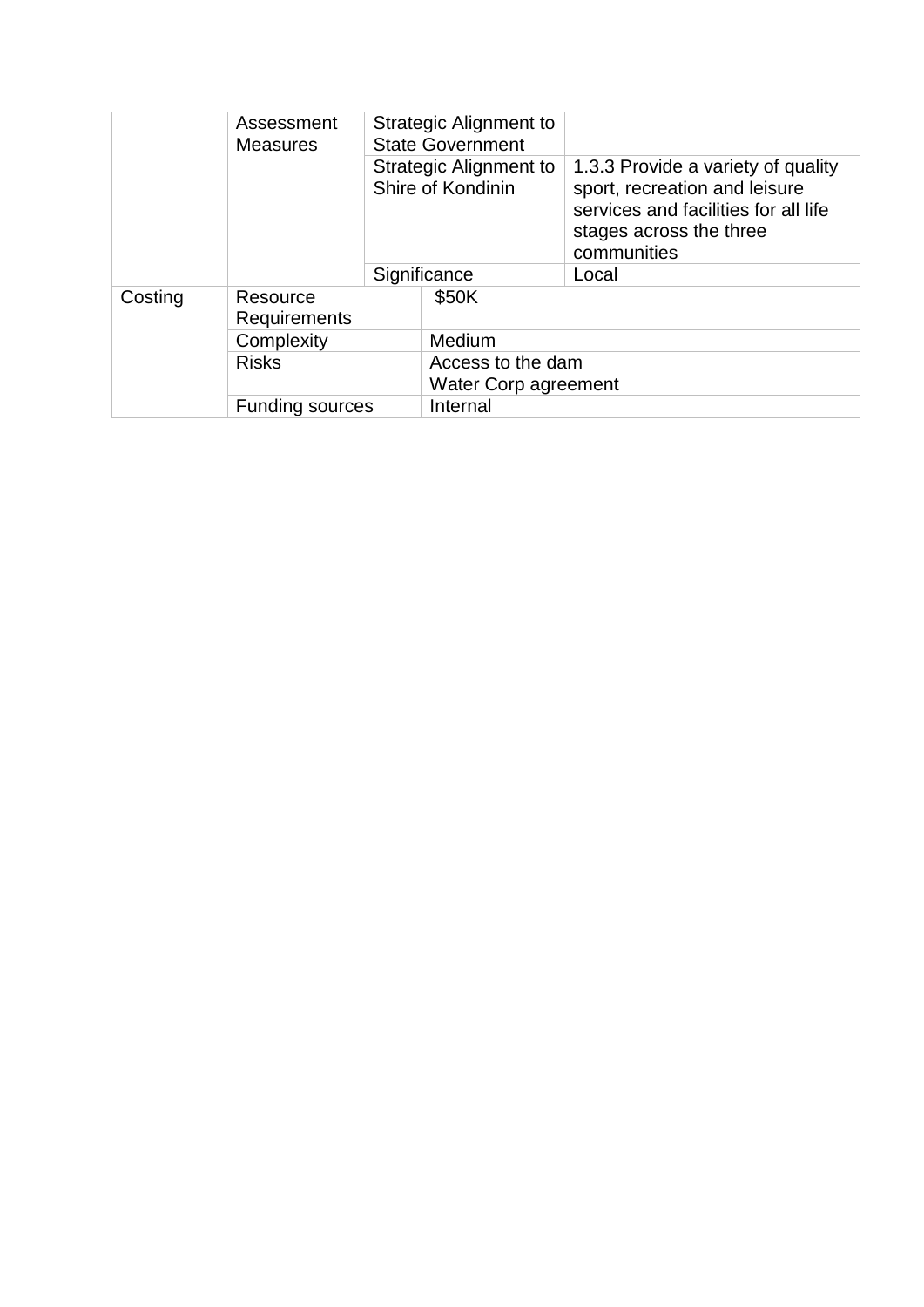| | | | |
|---|---|---|---|
| | Assessment Measures | Strategic Alignment to State Government | |
| | | Strategic Alignment to Shire of Kondinin | 1.3.3 Provide a variety of quality sport, recreation and leisure services and facilities for all life stages across the three communities |
| | | Significance | Local |
| Costing | Resource Requirements | $50K | |
| | Complexity | Medium | |
| | Risks | Access to the dam<br>Water Corp agreement | |
| | Funding sources | Internal | |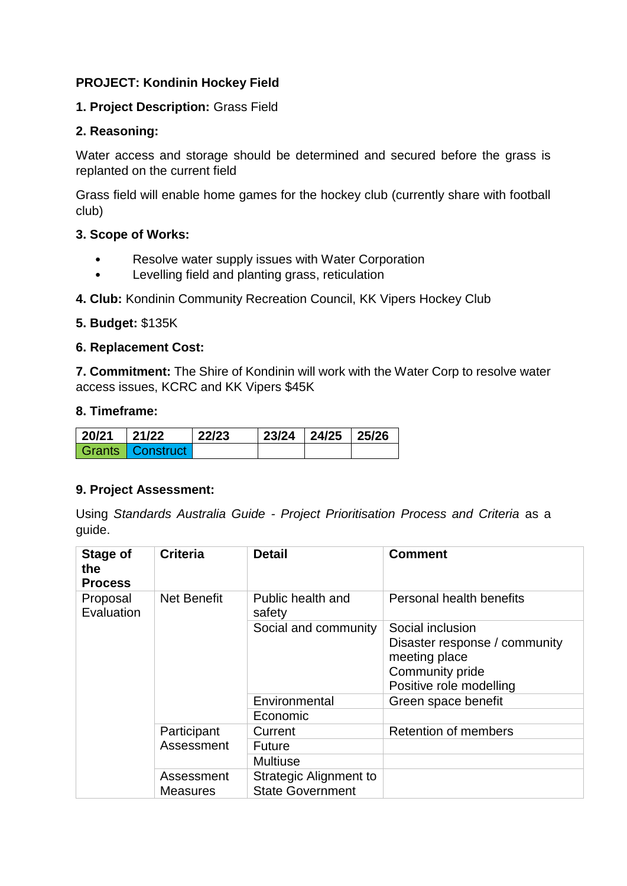**PROJECT: Kondinin Hockey Field**

**1. Project Description:** Grass Field

**2. Reasoning:**

Water access and storage should be determined and secured before the grass is replanted on the current field

Grass field will enable home games for the hockey club (currently share with football club)

**3. Scope of Works:**

- Resolve water supply issues with Water Corporation
- Levelling field and planting grass, reticulation

**4. Club:** Kondinin Community Recreation Council, KK Vipers Hockey Club

**5. Budget:** $135K

**6. Replacement Cost:**

**7. Commitment:** The Shire of Kondinin will work with the Water Corp to resolve water access issues, KCRC and KK Vipers $45K

**8. Timeframe:**

| 20/21 | 21/22 | 22/23 | 23/24 | 24/25 | 25/26 |
|---|---|---|---|---|---|
| Grants | Construct | | | | |

**9. Project Assessment:**

Using *Standards Australia Guide - Project Prioritisation Process and Criteria* as a guide.

| Stage of the Process | Criteria | Detail | Comment |
|---|---|---|---|
| Proposal Evaluation | Net Benefit | Public health and safety | Personal health benefits |
| | | Social and community | Social inclusion<br>Disaster response / community meeting place<br>Community pride<br>Positive role modelling |
| | | Environmental | Green space benefit |
| | | Economic | |
| | Participant Assessment | Current | Retention of members |
| | | Future | |
| | | Multiuse | |
| | Assessment Measures | Strategic Alignment to State Government | |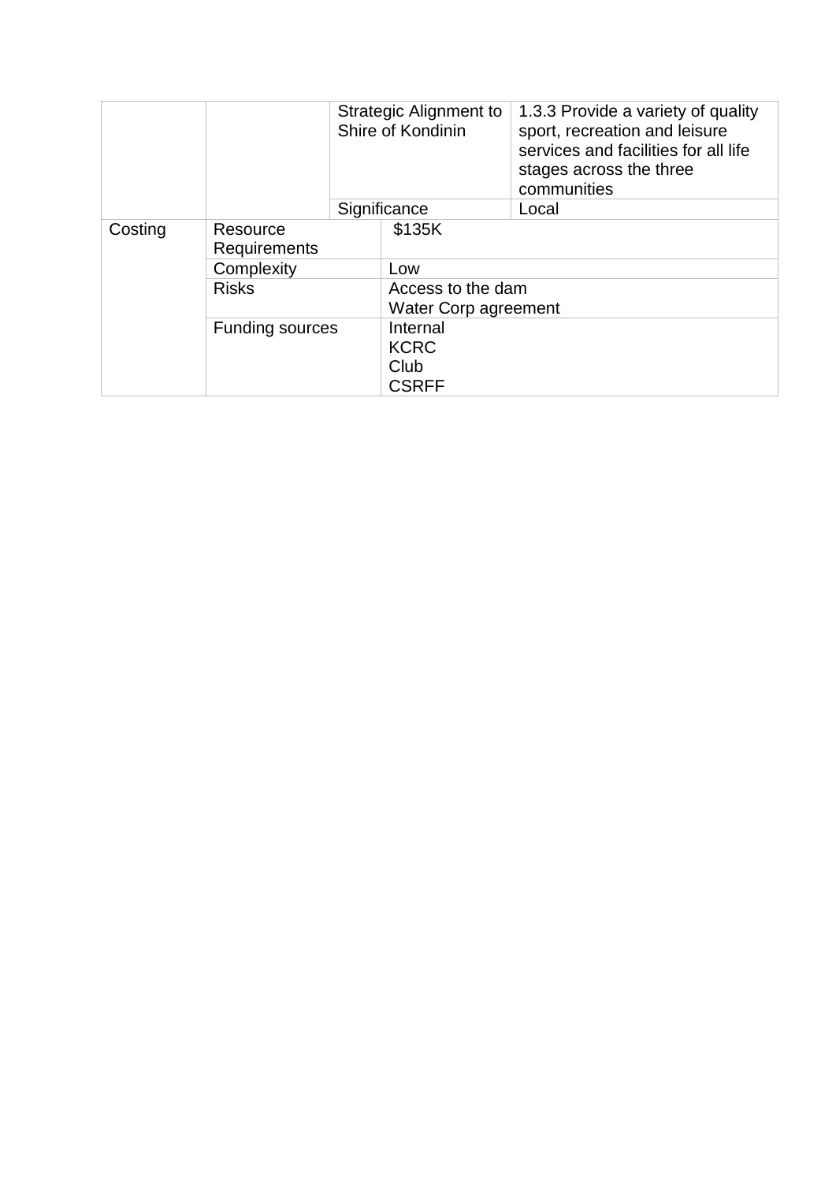| | | | |
|---|---|---|---|
| | | Strategic Alignment to Shire of Kondinin | 1.3.3 Provide a variety of quality sport, recreation and leisure services and facilities for all life stages across the three communities |
| | | Significance | Local |
| Costing | Resource Requirements | $135K | |
| | Complexity | Low | |
| | Risks | Access to the dam<br>Water Corp agreement | |
| | Funding sources | Internal<br>KCRC<br>Club<br>CSRFF | |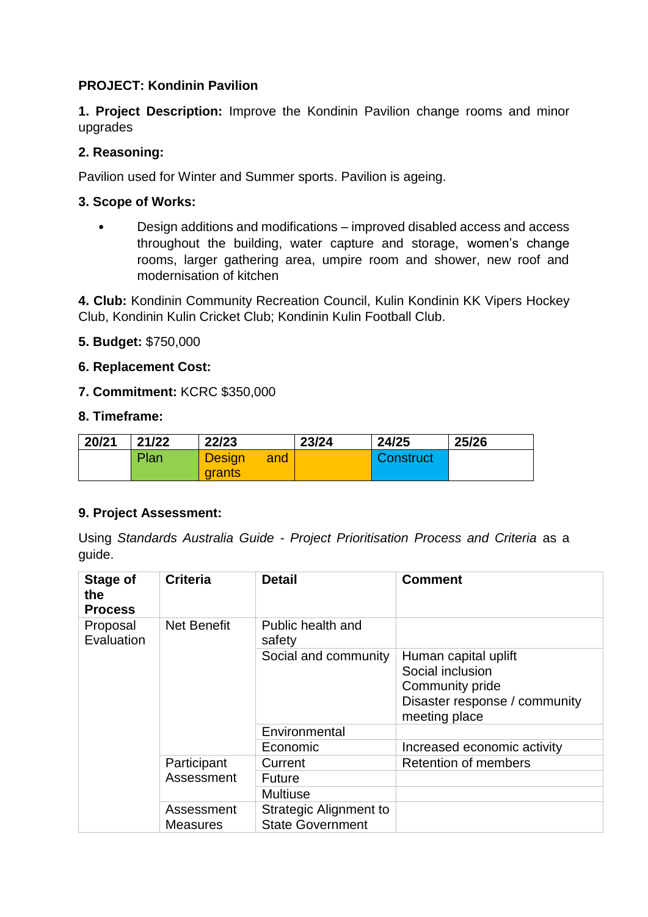**PROJECT: Kondinin Pavilion**

**1. Project Description:** Improve the Kondinin Pavilion change rooms and minor upgrades

**2. Reasoning:**

Pavilion used for Winter and Summer sports. Pavilion is ageing.

**3. Scope of Works:**

- Design additions and modifications – improved disabled access and access throughout the building, water capture and storage, women's change rooms, larger gathering area, umpire room and shower, new roof and modernisation of kitchen

**4. Club:** Kondinin Community Recreation Council, Kulin Kondinin KK Vipers Hockey Club, Kondinin Kulin Cricket Club; Kondinin Kulin Football Club.

**5. Budget:** $750,000

**6. Replacement Cost:**

**7. Commitment:** KCRC $350,000

**8. Timeframe:**

| 20/21 | 21/22 | 22/23 | 23/24 | 24/25 | 25/26 |
|---|---|---|---|---|---|
| | Plan | Design and grants | | Construct | |

**9. Project Assessment:**

Using *Standards Australia Guide - Project Prioritisation Process and Criteria* as a guide.

| Stage of the Process | Criteria | Detail | Comment |
|---|---|---|---|
| Proposal Evaluation | Net Benefit | Public health and safety | |
| | | Social and community | Human capital uplift<br>Social inclusion<br>Community pride<br>Disaster response / community meeting place |
| | | Environmental | |
| | | Economic | Increased economic activity |
| | Participant Assessment | Current | Retention of members |
| | | Future | |
| | | Multiuse | |
| | Assessment Measures | Strategic Alignment to State Government | |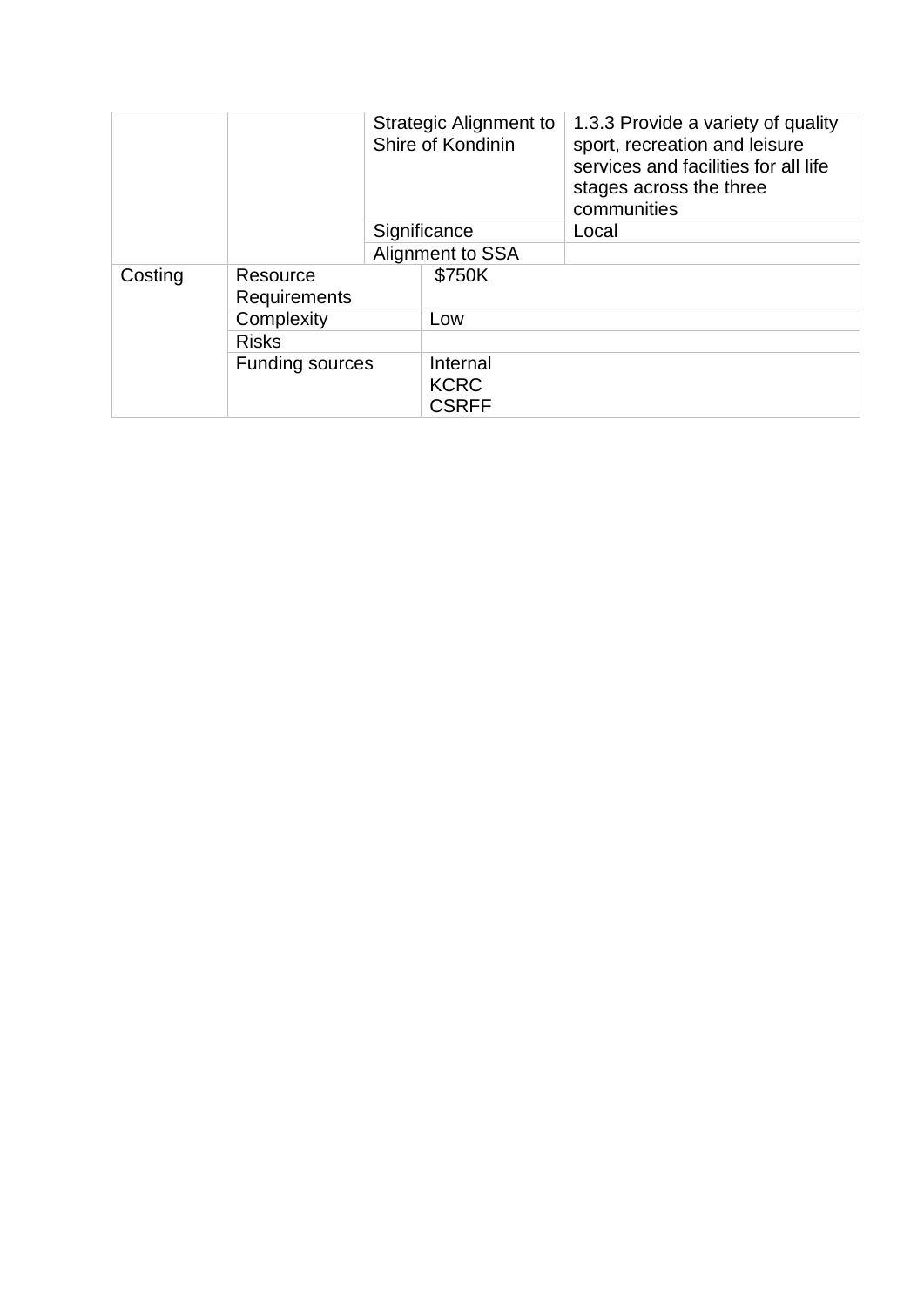| | | | |
|---|---|---|---|
| | | Strategic Alignment to Shire of Kondinin | 1.3.3 Provide a variety of quality sport, recreation and leisure services and facilities for all life stages across the three communities |
| | | Significance | Local |
| | | Alignment to SSA | |
| Costing | Resource Requirements | $750K | |
| | Complexity | Low | |
| | Risks | | |
| | Funding sources | Internal<br>KCRC<br>CSRFF | |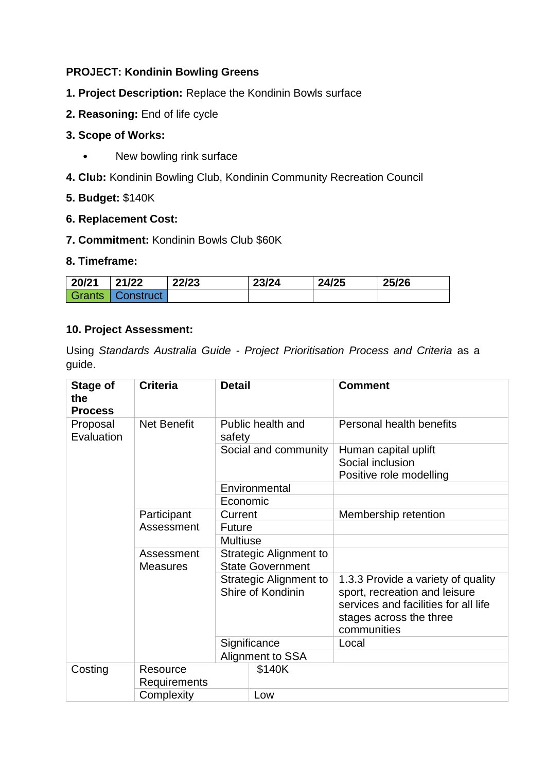**PROJECT: Kondinin Bowling Greens**

**1. Project Description:** Replace the Kondinin Bowls surface

**2. Reasoning:** End of life cycle

**3. Scope of Works:**

- New bowling rink surface

**4. Club:** Kondinin Bowling Club, Kondinin Community Recreation Council

**5. Budget:** $140K

**6. Replacement Cost:**

**7. Commitment:** Kondinin Bowls Club $60K

**8. Timeframe:**

| 20/21 | 21/22 | 22/23 | 23/24 | 24/25 | 25/26 |
|---|---|---|---|---|---|
| Grants | Construct | | | | |

**10. Project Assessment:**

Using *Standards Australia Guide - Project Prioritisation Process and Criteria* as a guide.

| Stage of the Process | Criteria | Detail | Comment |
|---|---|---|---|
| Proposal Evaluation | Net Benefit | Public health and safety | Personal health benefits |
| | | Social and community | Human capital uplift<br>Social inclusion<br>Positive role modelling |
| | | Environmental | |
| | | Economic | |
| | Participant Assessment | Current | Membership retention |
| | | Future | |
| | | Multiuse | |
| | Assessment Measures | Strategic Alignment to State Government | |
| | | Strategic Alignment to Shire of Kondinin | 1.3.3 Provide a variety of quality sport, recreation and leisure services and facilities for all life stages across the three communities |
| | | Significance | Local |
| | | Alignment to SSA | |
| Costing | Resource Requirements | $140K | |
| | Complexity | Low | |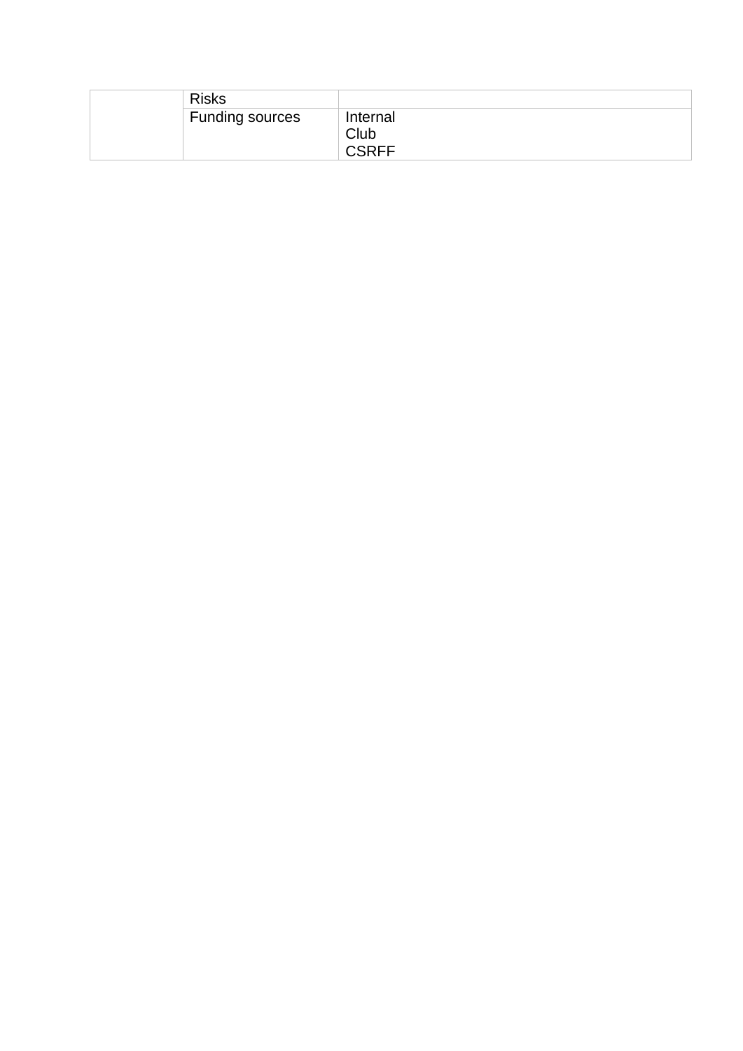| | | |
|---|---|---|
| | Risks | |
| | Funding sources | Internal<br>Club<br>CSRFF |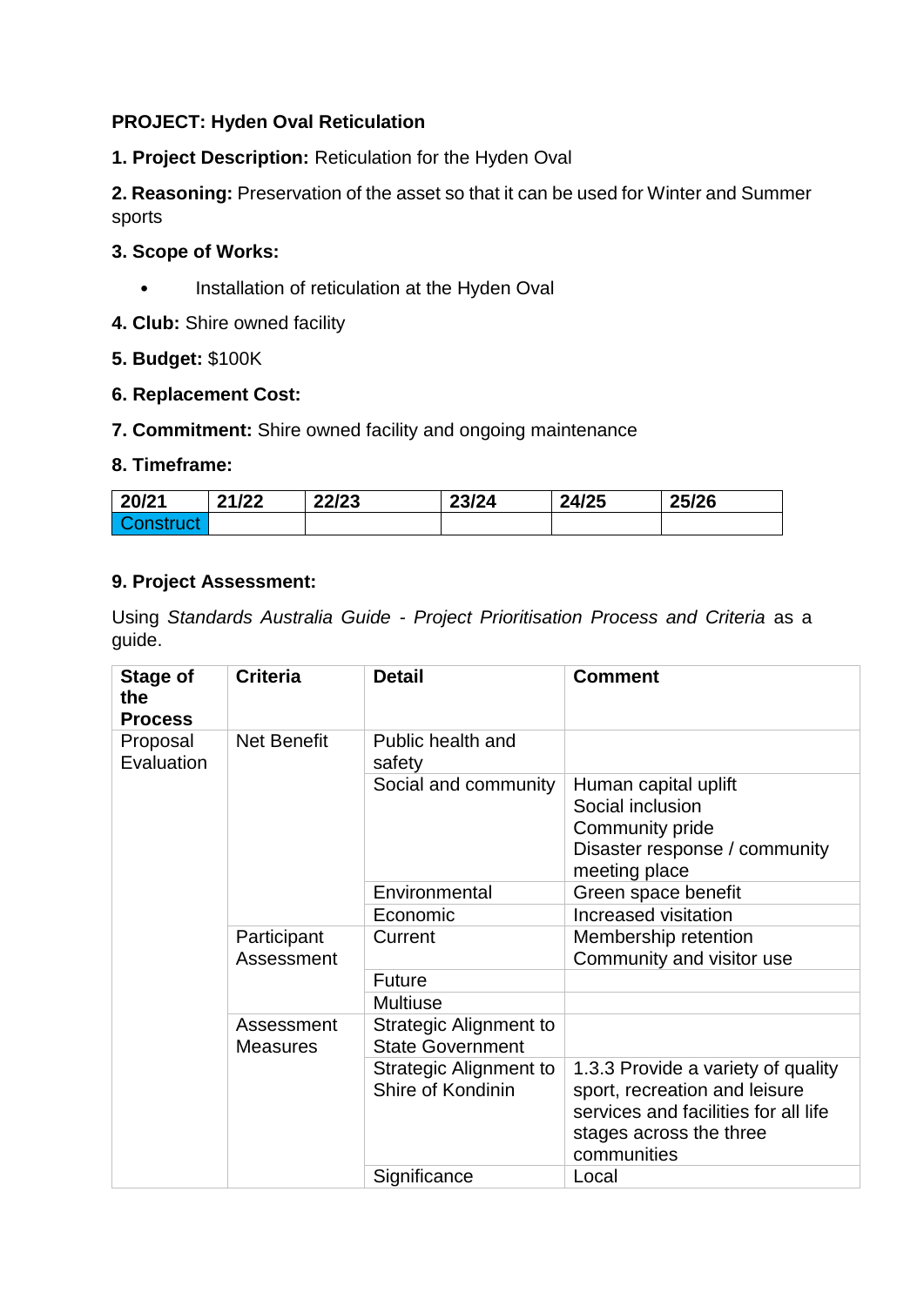**PROJECT: Hyden Oval Reticulation**

**1. Project Description:** Reticulation for the Hyden Oval

**2. Reasoning:** Preservation of the asset so that it can be used for Winter and Summer sports

**3. Scope of Works:**

- Installation of reticulation at the Hyden Oval

**4. Club:** Shire owned facility

**5. Budget:** $100K

**6. Replacement Cost:**

**7. Commitment:** Shire owned facility and ongoing maintenance

**8. Timeframe:**

| 20/21 | 21/22 | 22/23 | 23/24 | 24/25 | 25/26 |
|---|---|---|---|---|---|
| Construct | | | | | |

**9. Project Assessment:**

Using *Standards Australia Guide - Project Prioritisation Process and Criteria* as a guide.

| Stage of the Process | Criteria | Detail | Comment |
|---|---|---|---|
| Proposal Evaluation | Net Benefit | Public health and safety | |
| | | Social and community | Human capital uplift<br>Social inclusion<br>Community pride<br>Disaster response / community meeting place |
| | | Environmental | Green space benefit |
| | | Economic | Increased visitation |
| | Participant Assessment | Current | Membership retention<br>Community and visitor use |
| | | Future | |
| | | Multiuse | |
| | Assessment Measures | Strategic Alignment to State Government | |
| | | Strategic Alignment to Shire of Kondinin | 1.3.3 Provide a variety of quality sport, recreation and leisure services and facilities for all life stages across the three communities |
| | | Significance | Local |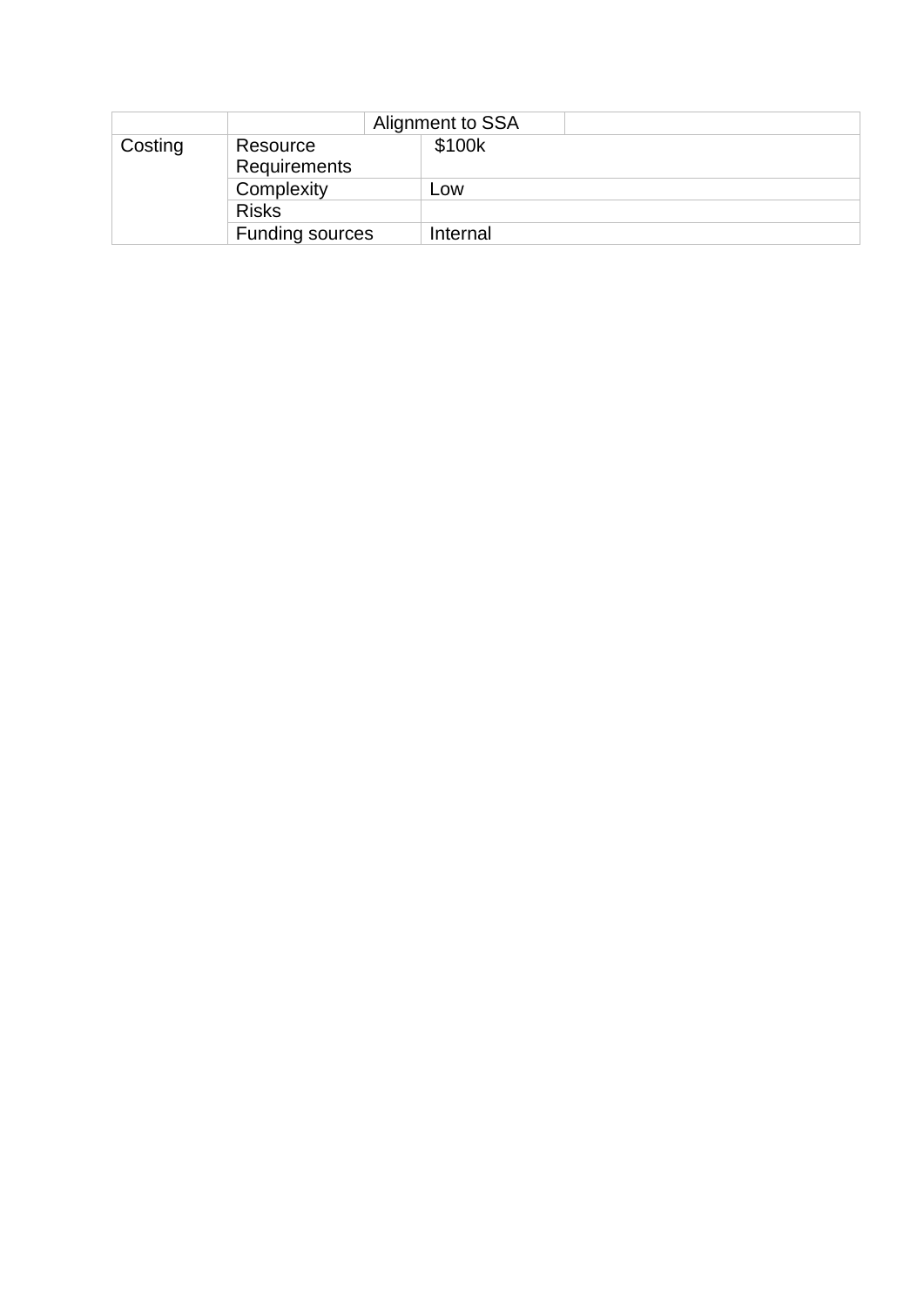| | | Alignment to SSA | |
|---|---|---|---|
| Costing | Resource Requirements | $100k | |
| | Complexity | Low | |
| | Risks | | |
| | Funding sources | Internal | |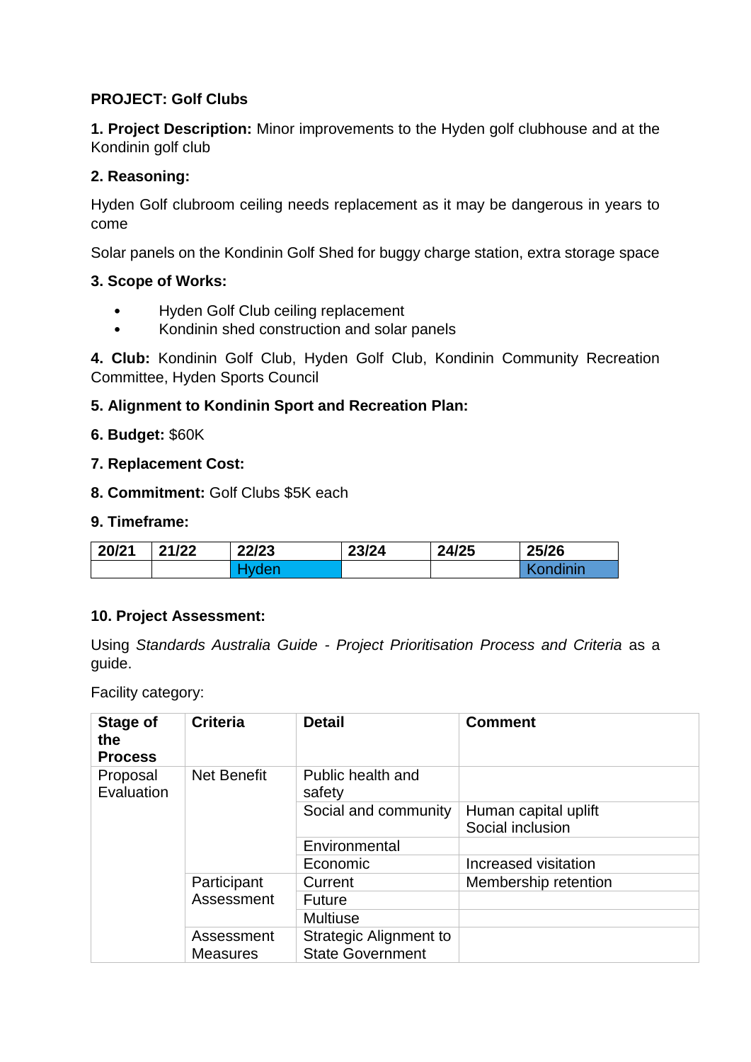**PROJECT: Golf Clubs**

**1. Project Description:** Minor improvements to the Hyden golf clubhouse and at the Kondinin golf club

**2. Reasoning:**

Hyden Golf clubroom ceiling needs replacement as it may be dangerous in years to come

Solar panels on the Kondinin Golf Shed for buggy charge station, extra storage space

**3. Scope of Works:**

- Hyden Golf Club ceiling replacement
- Kondinin shed construction and solar panels

**4. Club:** Kondinin Golf Club, Hyden Golf Club, Kondinin Community Recreation Committee, Hyden Sports Council

**5. Alignment to Kondinin Sport and Recreation Plan:**

**6. Budget:** $60K

**7. Replacement Cost:**

**8. Commitment:** Golf Clubs $5K each

**9. Timeframe:**

| 20/21 | 21/22 | 22/23 | 23/24 | 24/25 | 25/26 |
|---|---|---|---|---|---|
| | | Hyden | | | Kondinin |

**10. Project Assessment:**

Using *Standards Australia Guide - Project Prioritisation Process and Criteria* as a guide.

Facility category:

| Stage of the Process | Criteria | Detail | Comment |
|---|---|---|---|
| Proposal Evaluation | Net Benefit | Public health and safety | |
| | | Social and community | Human capital uplift<br>Social inclusion |
| | | Environmental | |
| | | Economic | Increased visitation |
| | Participant Assessment | Current | Membership retention |
| | | Future | |
| | | Multiuse | |
| | Assessment Measures | Strategic Alignment to State Government | |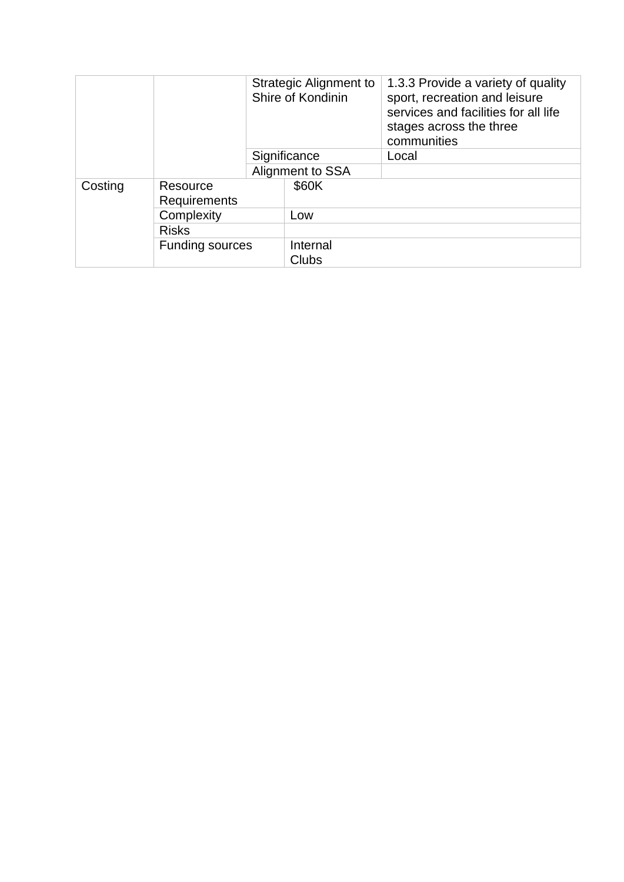| | | | |
|---|---|---|---|
| | | Strategic Alignment to Shire of Kondinin | 1.3.3 Provide a variety of quality sport, recreation and leisure services and facilities for all life stages across the three communities |
| | | Significance | Local |
| | | Alignment to SSA | |
| Costing | Resource Requirements | $60K | |
| | Complexity | Low | |
| | Risks | | |
| | Funding sources | Internal<br>Clubs | |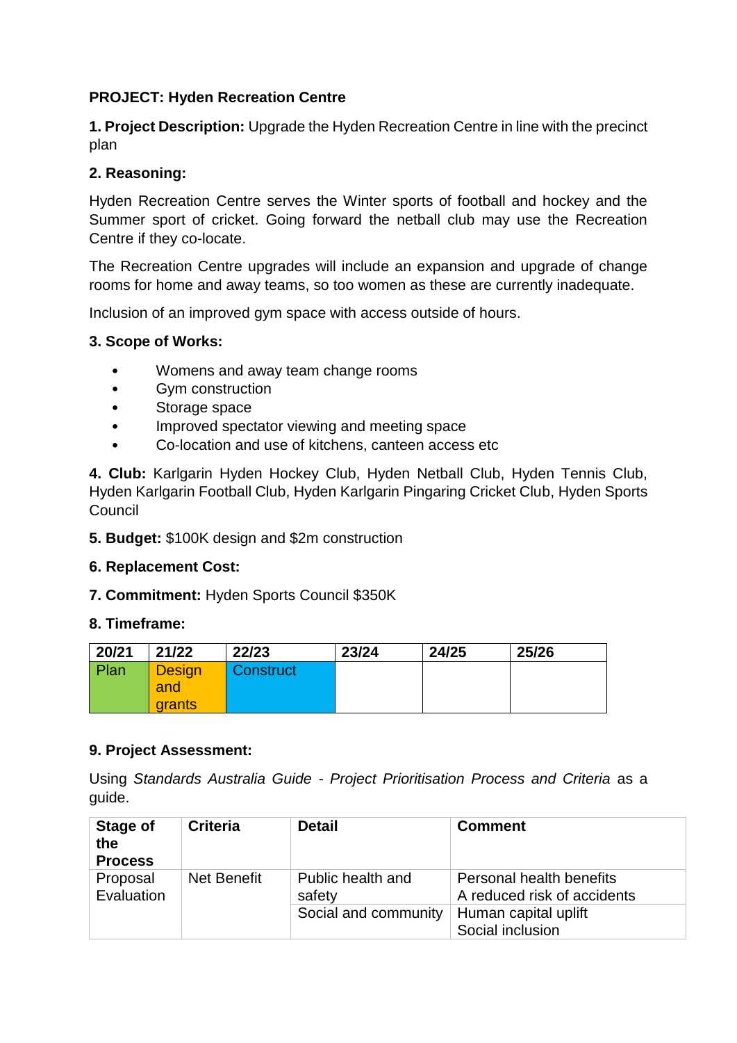**PROJECT: Hyden Recreation Centre**

**1. Project Description:** Upgrade the Hyden Recreation Centre in line with the precinct plan

**2. Reasoning:**

Hyden Recreation Centre serves the Winter sports of football and hockey and the Summer sport of cricket. Going forward the netball club may use the Recreation Centre if they co-locate.

The Recreation Centre upgrades will include an expansion and upgrade of change rooms for home and away teams, so too women as these are currently inadequate.

Inclusion of an improved gym space with access outside of hours.

**3. Scope of Works:**

- Womens and away team change rooms
- Gym construction
- Storage space
- Improved spectator viewing and meeting space
- Co-location and use of kitchens, canteen access etc

**4. Club:** Karlgarin Hyden Hockey Club, Hyden Netball Club, Hyden Tennis Club, Hyden Karlgarin Football Club, Hyden Karlgarin Pingaring Cricket Club, Hyden Sports Council

**5. Budget:** $100K design and $2m construction

**6. Replacement Cost:**

**7. Commitment:** Hyden Sports Council $350K

**8. Timeframe:**

| 20/21 | 21/22 | 22/23 | 23/24 | 24/25 | 25/26 |
|---|---|---|---|---|---|
| Plan | Design and grants | Construct | | | |

**9. Project Assessment:**

Using *Standards Australia Guide - Project Prioritisation Process and Criteria* as a guide.

| Stage of the Process | Criteria | Detail | Comment |
|---|---|---|---|
| Proposal Evaluation | Net Benefit | Public health and safety | Personal health benefits<br>A reduced risk of accidents |
| | | Social and community | Human capital uplift<br>Social inclusion |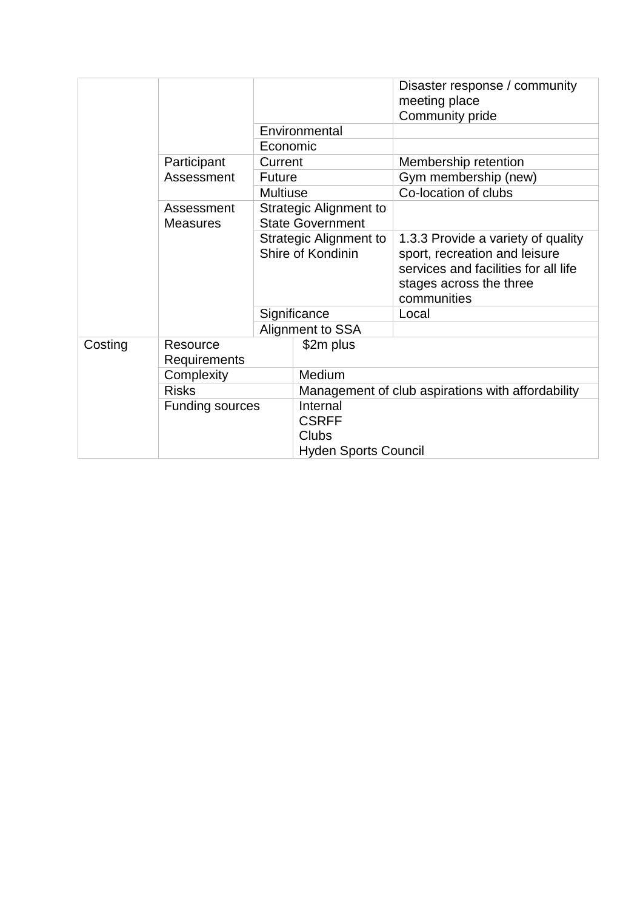| | | | |
|---|---|---|---|
| | | | Disaster response / community meeting place<br>Community pride |
| | | Environmental | |
| | | Economic | |
| | Participant Assessment | Current | Membership retention |
| | | Future | Gym membership (new) |
| | | Multiuse | Co-location of clubs |
| | Assessment Measures | Strategic Alignment to State Government | |
| | | Strategic Alignment to Shire of Kondinin | 1.3.3 Provide a variety of quality sport, recreation and leisure services and facilities for all life stages across the three communities |
| | | Significance | Local |
| | | Alignment to SSA | |
| Costing | Resource Requirements | $2m plus | |
| | Complexity | Medium | |
| | Risks | Management of club aspirations with affordability | |
| | Funding sources | Internal<br>CSRFF<br>Clubs<br>Hyden Sports Council | |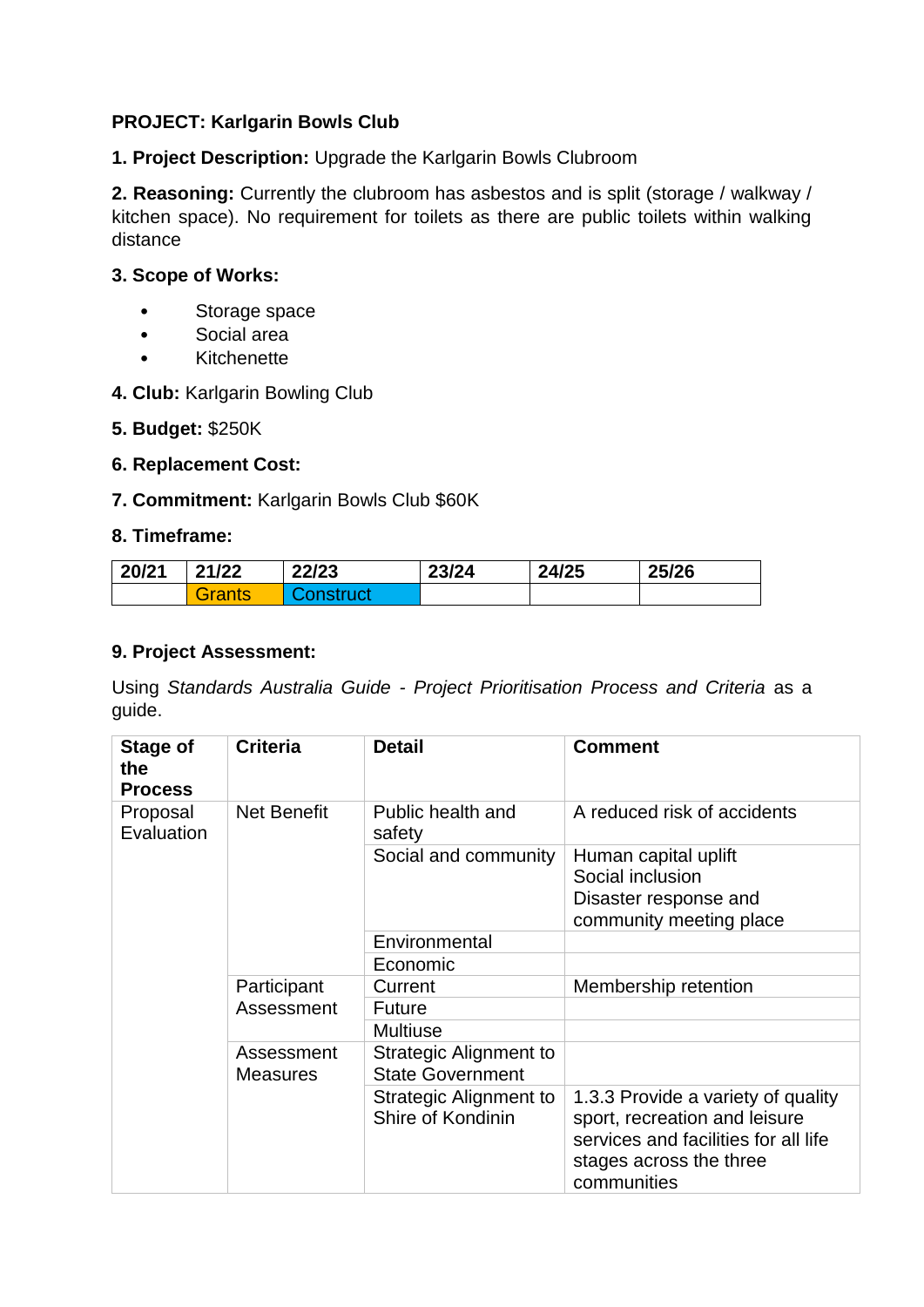**PROJECT: Karlgarin Bowls Club**

**1. Project Description:** Upgrade the Karlgarin Bowls Clubroom

**2. Reasoning:** Currently the clubroom has asbestos and is split (storage / walkway / kitchen space). No requirement for toilets as there are public toilets within walking distance

**3. Scope of Works:**

- Storage space
- Social area
- Kitchenette

**4. Club:** Karlgarin Bowling Club

**5. Budget:** $250K

**6. Replacement Cost:**

**7. Commitment:** Karlgarin Bowls Club $60K

**8. Timeframe:**

| 20/21 | 21/22 | 22/23 | 23/24 | 24/25 | 25/26 |
|---|---|---|---|---|---|
| | Grants | Construct | | | |

**9. Project Assessment:**

Using *Standards Australia Guide - Project Prioritisation Process and Criteria* as a guide.

| Stage of the Process | Criteria | Detail | Comment |
|---|---|---|---|
| Proposal Evaluation | Net Benefit | Public health and safety | A reduced risk of accidents |
| | | Social and community | Human capital uplift<br>Social inclusion<br>Disaster response and community meeting place |
| | | Environmental | |
| | | Economic | |
| | Participant Assessment | Current | Membership retention |
| | | Future | |
| | | Multiuse | |
| | Assessment Measures | Strategic Alignment to State Government | |
| | | Strategic Alignment to Shire of Kondinin | 1.3.3 Provide a variety of quality sport, recreation and leisure services and facilities for all life stages across the three communities |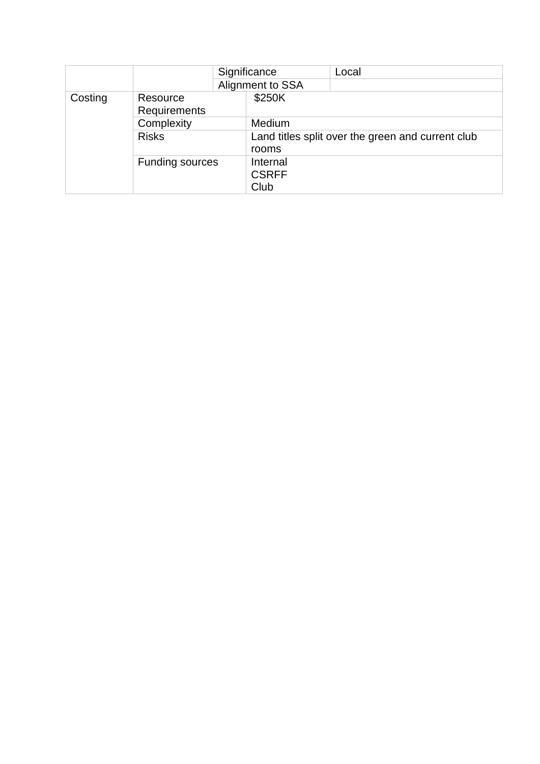| | | | |
|---|---|---|---|
| | | Significance | Local |
| | | Alignment to SSA | |
| Costing | Resource Requirements | $250K | |
| | Complexity | Medium | |
| | Risks | Land titles split over the green and current club rooms | |
| | Funding sources | Internal<br>CSRFF<br>Club | |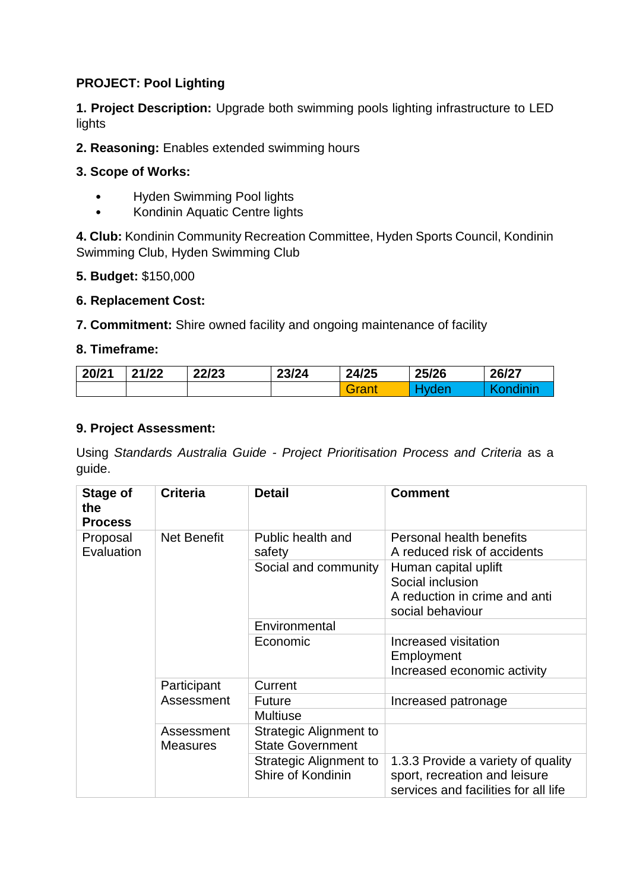**PROJECT: Pool Lighting**

**1. Project Description:** Upgrade both swimming pools lighting infrastructure to LED lights

**2. Reasoning:** Enables extended swimming hours

**3. Scope of Works:**

- Hyden Swimming Pool lights
- Kondinin Aquatic Centre lights

**4. Club:** Kondinin Community Recreation Committee, Hyden Sports Council, Kondinin Swimming Club, Hyden Swimming Club

**5. Budget:** $150,000

**6. Replacement Cost:**

**7. Commitment:** Shire owned facility and ongoing maintenance of facility

**8. Timeframe:**

| 20/21 | 21/22 | 22/23 | 23/24 | 24/25 | 25/26 | 26/27 |
|---|---|---|---|---|---|---|
| | | | | Grant | Hyden | Kondinin |

**9. Project Assessment:**

Using *Standards Australia Guide - Project Prioritisation Process and Criteria* as a guide.

| Stage of the Process | Criteria | Detail | Comment |
|---|---|---|---|
| Proposal Evaluation | Net Benefit | Public health and safety | Personal health benefits<br>A reduced risk of accidents |
| | | Social and community | Human capital uplift<br>Social inclusion<br>A reduction in crime and anti social behaviour |
| | | Environmental | |
| | | Economic | Increased visitation<br>Employment<br>Increased economic activity |
| | Participant Assessment | Current | |
| | | Future | Increased patronage |
| | | Multiuse | |
| | Assessment Measures | Strategic Alignment to State Government | |
| | | Strategic Alignment to Shire of Kondinin | 1.3.3 Provide a variety of quality sport, recreation and leisure services and facilities for all life |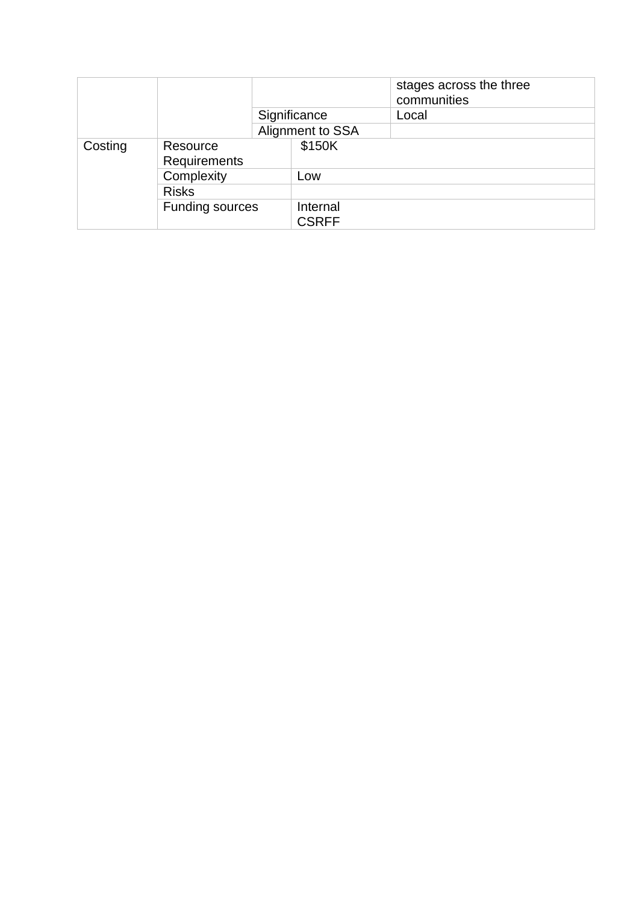|  |  |  | stages across the three communities |
|---|---|---|---|
|  |  | Significance | Local |
|  |  | Alignment to SSA |  |
| Costing | Resource Requirements | $150K |  |
|  | Complexity | Low |  |
|  | Risks |  |  |
|  | Funding sources | Internal<br>CSRFF |  |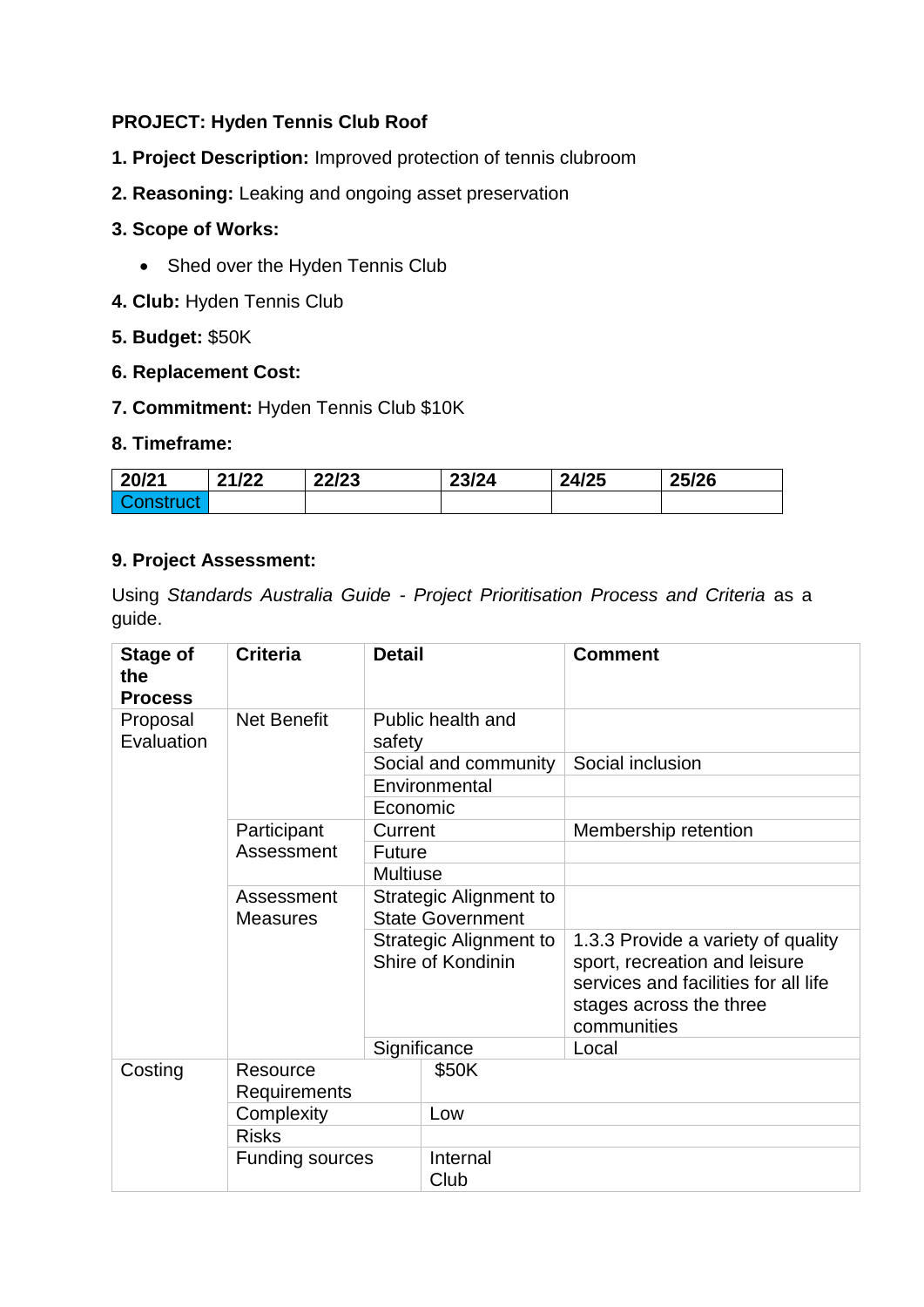**PROJECT: Hyden Tennis Club Roof**

**1. Project Description:** Improved protection of tennis clubroom

**2. Reasoning:** Leaking and ongoing asset preservation

**3. Scope of Works:**

- Shed over the Hyden Tennis Club

**4. Club:** Hyden Tennis Club

**5. Budget:** $50K

**6. Replacement Cost:**

**7. Commitment:** Hyden Tennis Club $10K

**8. Timeframe:**

| 20/21 | 21/22 | 22/23 | 23/24 | 24/25 | 25/26 |
|---|---|---|---|---|---|
| Construct | | | | | |

**9. Project Assessment:**

Using *Standards Australia Guide - Project Prioritisation Process and Criteria* as a guide.

| Stage of the Process | Criteria | Detail | Comment |
|---|---|---|---|
| Proposal Evaluation | Net Benefit | Public health and safety | |
| | | Social and community | Social inclusion |
| | | Environmental | |
| | | Economic | |
| | Participant Assessment | Current | Membership retention |
| | | Future | |
| | | Multiuse | |
| | Assessment Measures | Strategic Alignment to State Government | |
| | | Strategic Alignment to Shire of Kondinin | 1.3.3 Provide a variety of quality sport, recreation and leisure services and facilities for all life stages across the three communities |
| | | Significance | Local |
| Costing | Resource Requirements | $50K | |
| | Complexity | Low | |
| | Risks | | |
| | Funding sources | Internal<br>Club | |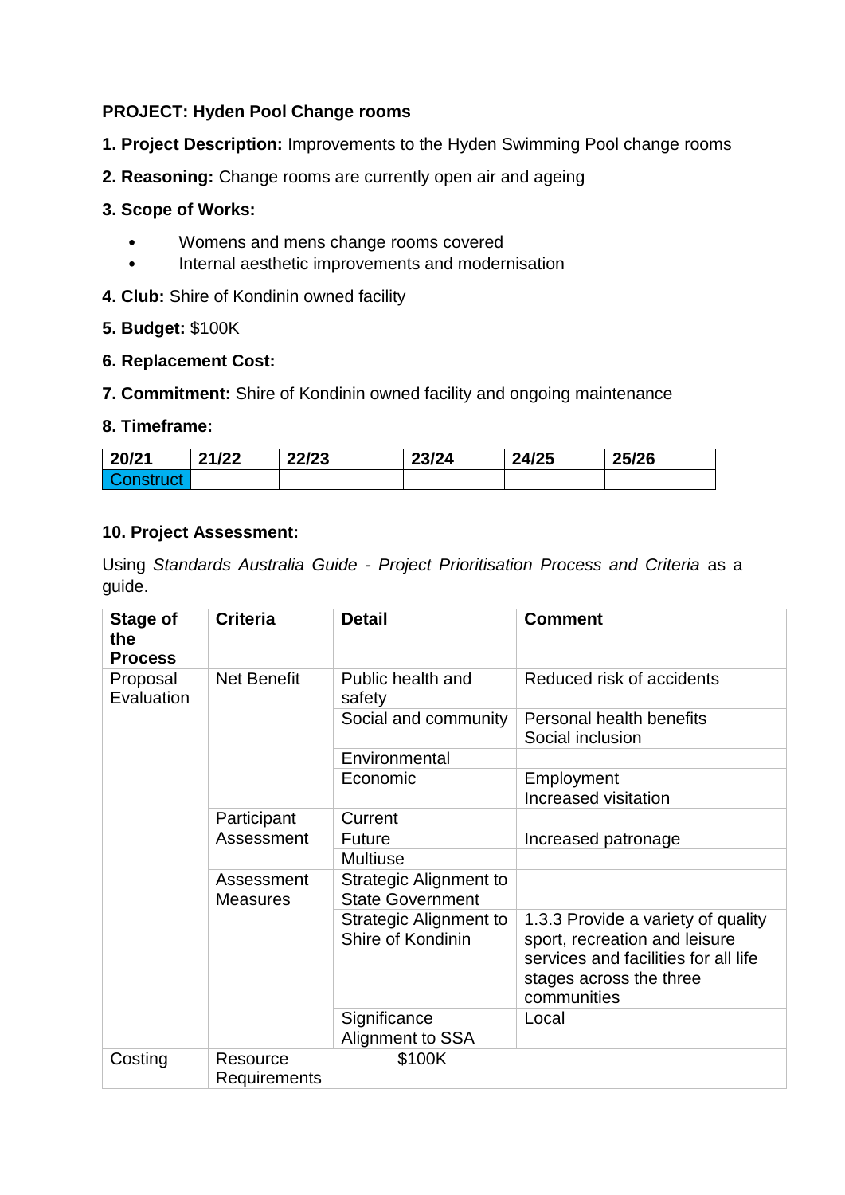**PROJECT: Hyden Pool Change rooms**

**1. Project Description:** Improvements to the Hyden Swimming Pool change rooms

**2. Reasoning:** Change rooms are currently open air and ageing

**3. Scope of Works:**

- Womens and mens change rooms covered
- Internal aesthetic improvements and modernisation

**4. Club:** Shire of Kondinin owned facility

**5. Budget:** $100K

**6. Replacement Cost:**

**7. Commitment:** Shire of Kondinin owned facility and ongoing maintenance

**8. Timeframe:**

| 20/21 | 21/22 | 22/23 | 23/24 | 24/25 | 25/26 |
|---|---|---|---|---|---|
| Construct | | | | | |

**10. Project Assessment:**

Using *Standards Australia Guide - Project Prioritisation Process and Criteria* as a guide.

| Stage of the Process | Criteria | Detail | Comment |
|---|---|---|---|
| Proposal Evaluation | Net Benefit | Public health and safety | Reduced risk of accidents |
| | | Social and community | Personal health benefits<br>Social inclusion |
| | | Environmental | |
| | | Economic | Employment<br>Increased visitation |
| | Participant Assessment | Current | |
| | | Future | Increased patronage |
| | | Multiuse | |
| | Assessment Measures | Strategic Alignment to State Government | |
| | | Strategic Alignment to Shire of Kondinin | 1.3.3 Provide a variety of quality sport, recreation and leisure services and facilities for all life stages across the three communities |
| | | Significance | Local |
| | | Alignment to SSA | |
| Costing | Resource Requirements | $100K | |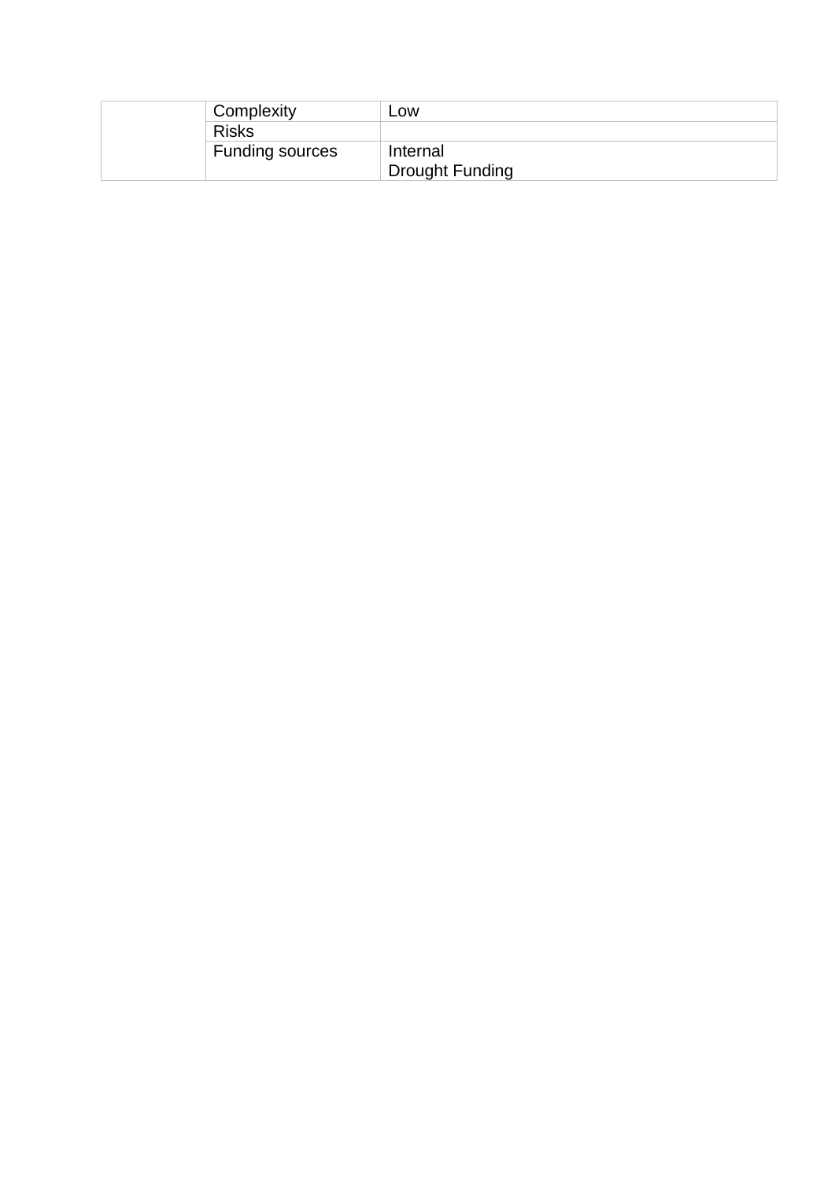| | | |
|---|---|---|
| | Complexity | Low |
| | Risks | |
| | Funding sources | Internal<br>Drought Funding |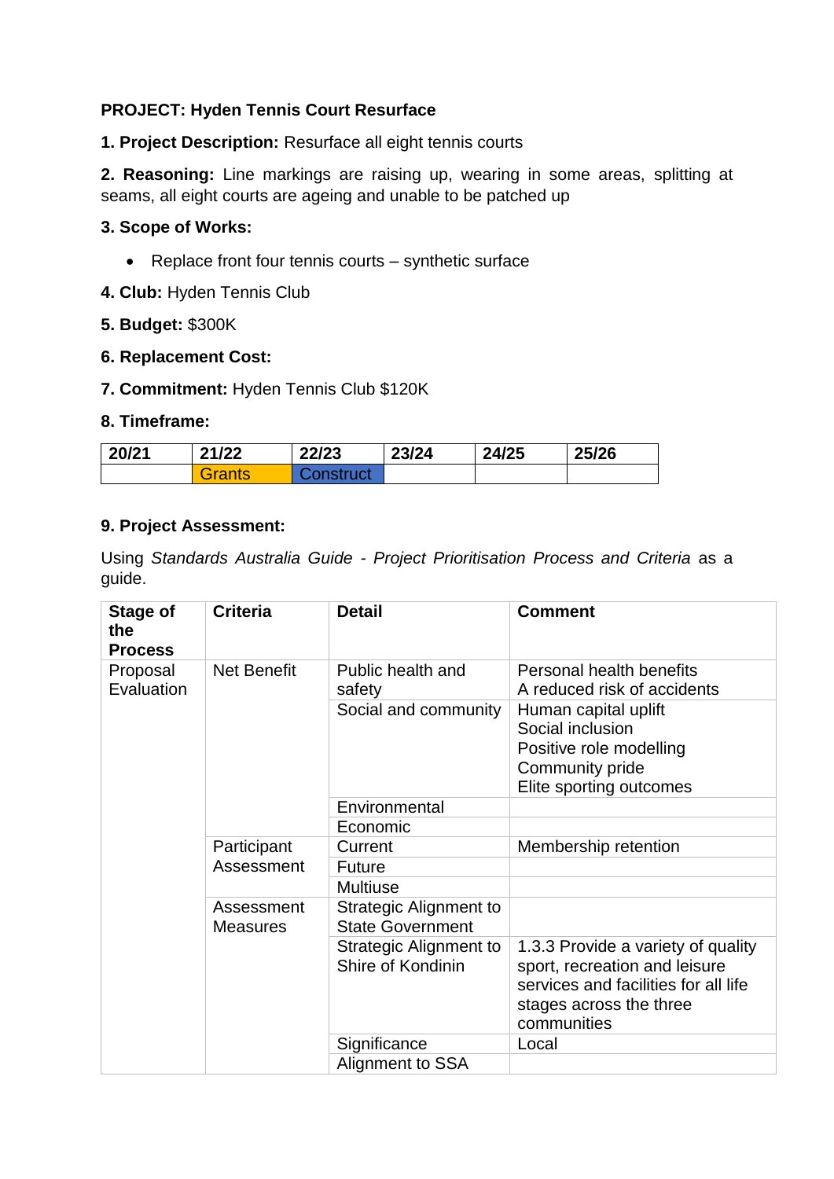**PROJECT: Hyden Tennis Court Resurface**

**1. Project Description:** Resurface all eight tennis courts

**2. Reasoning:** Line markings are raising up, wearing in some areas, splitting at seams, all eight courts are ageing and unable to be patched up

**3. Scope of Works:**

- Replace front four tennis courts – synthetic surface

**4. Club:** Hyden Tennis Club

**5. Budget:** $300K

**6. Replacement Cost:**

**7. Commitment:** Hyden Tennis Club $120K

**8. Timeframe:**

| 20/21 | 21/22 | 22/23 | 23/24 | 24/25 | 25/26 |
|---|---|---|---|---|---|
| | Grants | Construct | | | |

**9. Project Assessment:**

Using *Standards Australia Guide - Project Prioritisation Process and Criteria* as a guide.

| Stage of the Process | Criteria | Detail | Comment |
|---|---|---|---|
| Proposal Evaluation | Net Benefit | Public health and safety | Personal health benefits<br>A reduced risk of accidents |
| | | Social and community | Human capital uplift<br>Social inclusion<br>Positive role modelling<br>Community pride<br>Elite sporting outcomes |
| | | Environmental | |
| | | Economic | |
| | Participant Assessment | Current | Membership retention |
| | | Future | |
| | | Multiuse | |
| | Assessment Measures | Strategic Alignment to State Government | |
| | | Strategic Alignment to Shire of Kondinin | 1.3.3 Provide a variety of quality sport, recreation and leisure services and facilities for all life stages across the three communities |
| | | Significance | Local |
| | | Alignment to SSA | |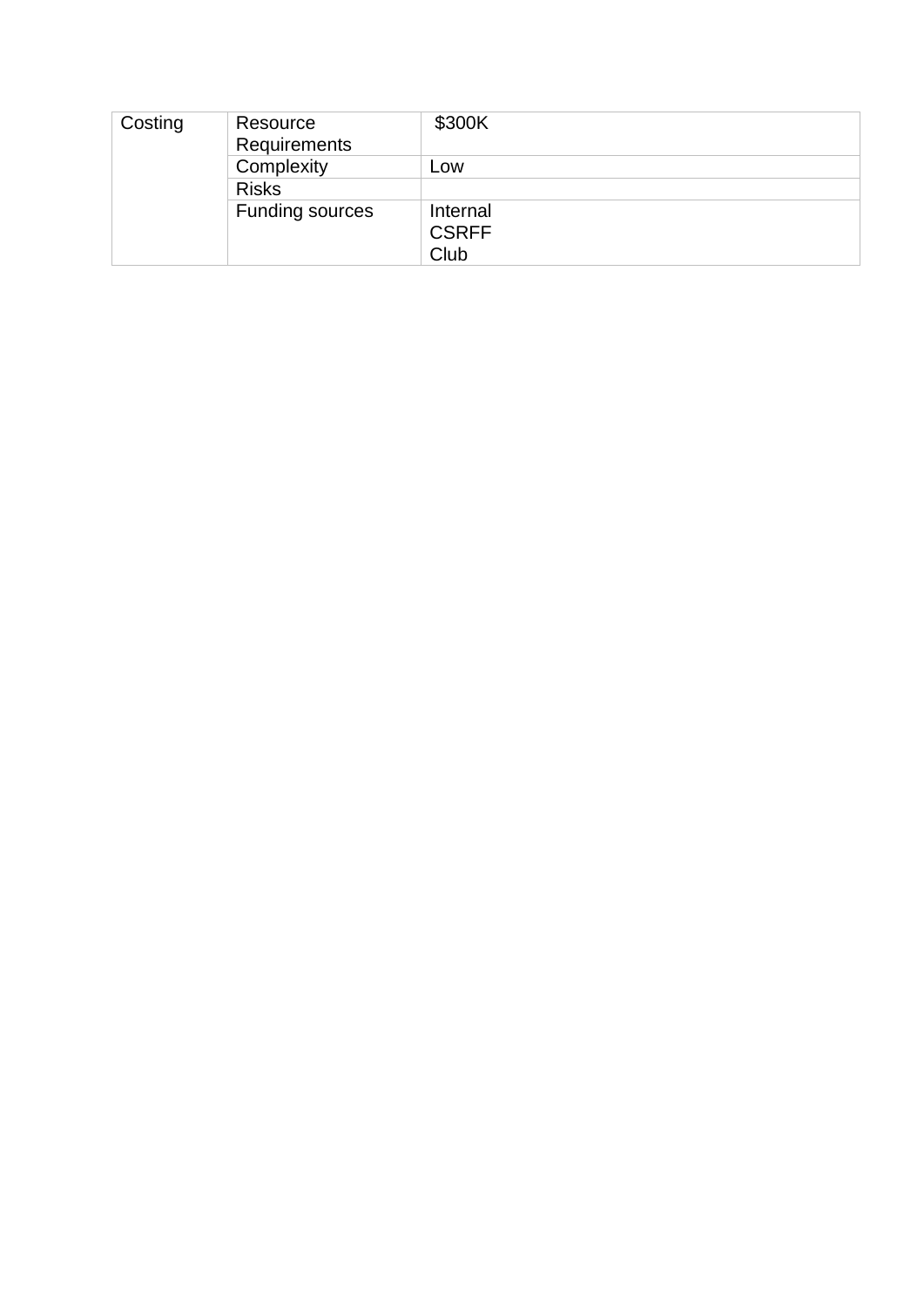| Costing | Resource Requirements | $300K |
|---|---|---|
| | Complexity | Low |
| | Risks | |
| | Funding sources | Internal<br>CSRFF<br>Club |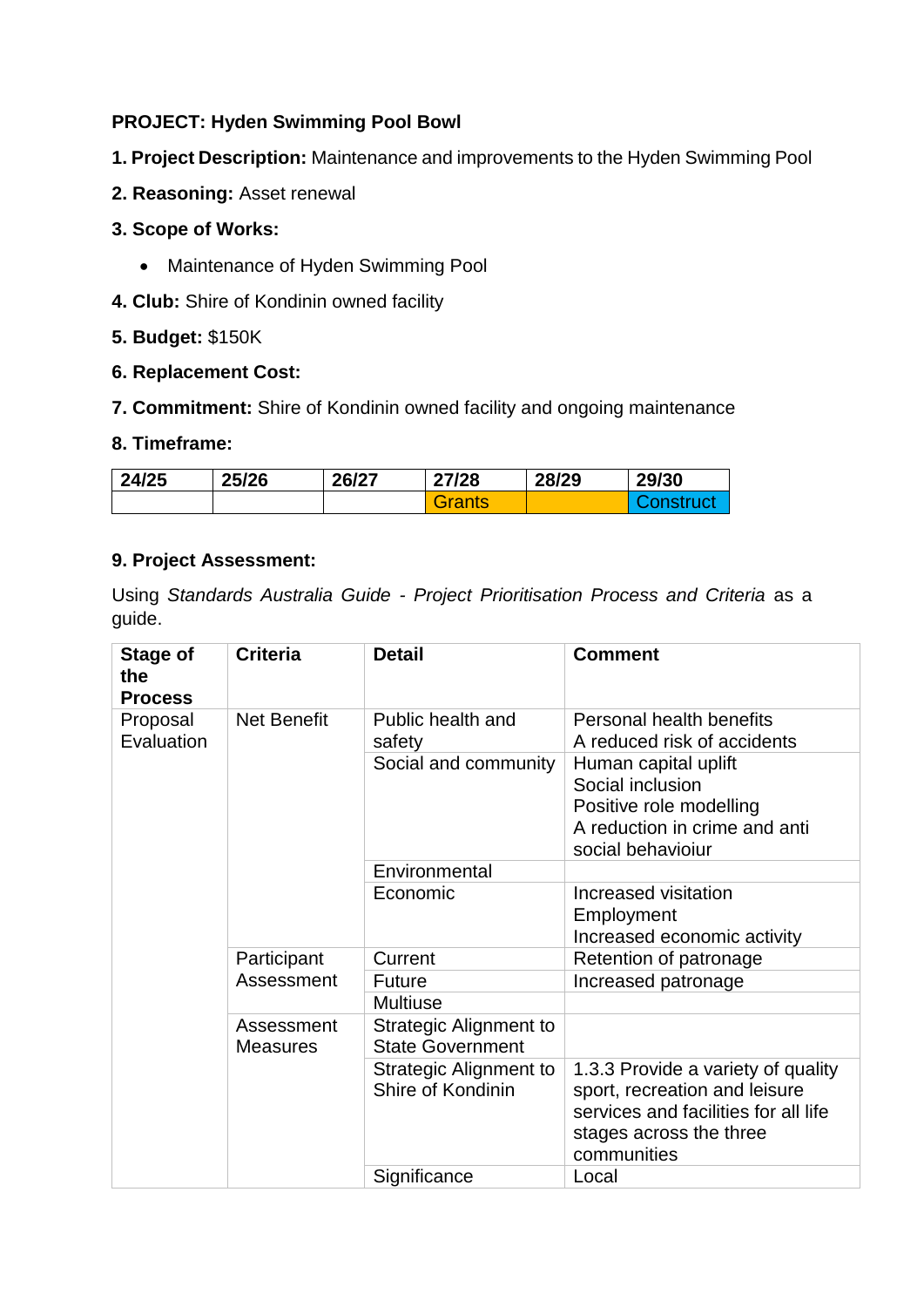**PROJECT: Hyden Swimming Pool Bowl**

**1. Project Description:** Maintenance and improvements to the Hyden Swimming Pool

**2. Reasoning:** Asset renewal

**3. Scope of Works:**

- Maintenance of Hyden Swimming Pool

**4. Club:** Shire of Kondinin owned facility

**5. Budget:** $150K

**6. Replacement Cost:**

**7. Commitment:** Shire of Kondinin owned facility and ongoing maintenance

**8. Timeframe:**

| 24/25 | 25/26 | 26/27 | 27/28 | 28/29 | 29/30 |
|---|---|---|---|---|---|
| | | | Grants | | Construct |

**9. Project Assessment:**

Using *Standards Australia Guide - Project Prioritisation Process and Criteria* as a guide.

| Stage of the Process | Criteria | Detail | Comment |
|---|---|---|---|
| Proposal Evaluation | Net Benefit | Public health and safety | Personal health benefits<br>A reduced risk of accidents |
| | | Social and community | Human capital uplift<br>Social inclusion<br>Positive role modelling<br>A reduction in crime and anti social behavioiur |
| | | Environmental | |
| | | Economic | Increased visitation<br>Employment<br>Increased economic activity |
| | Participant Assessment | Current | Retention of patronage |
| | | Future | Increased patronage |
| | | Multiuse | |
| | Assessment Measures | Strategic Alignment to State Government | |
| | | Strategic Alignment to Shire of Kondinin | 1.3.3 Provide a variety of quality sport, recreation and leisure services and facilities for all life stages across the three communities |
| | | Significance | Local |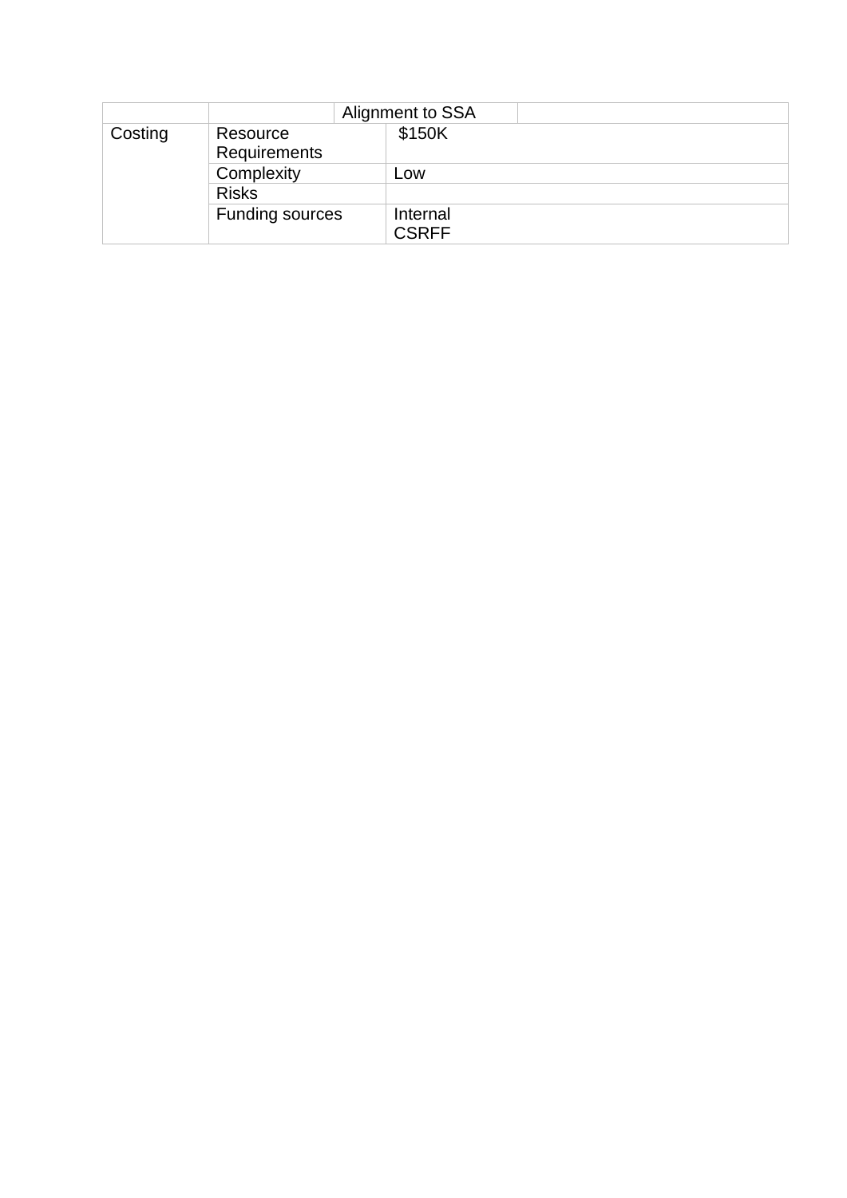| | | Alignment to SSA | |
|---|---|---|---|
| Costing | Resource Requirements | $150K | |
| | Complexity | Low | |
| | Risks | | |
| | Funding sources | Internal<br>CSRFF | |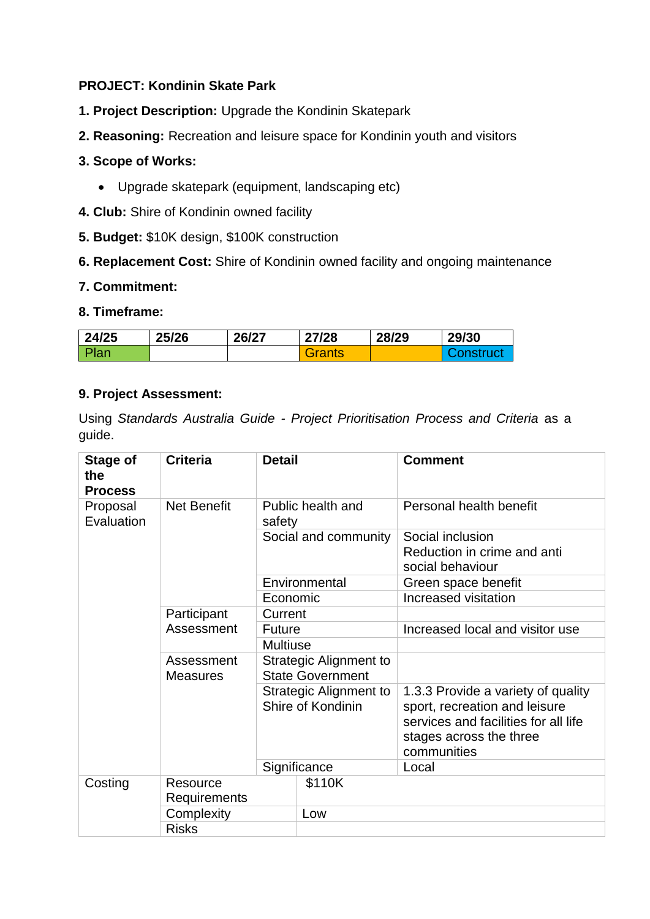**PROJECT: Kondinin Skate Park**

**1. Project Description:** Upgrade the Kondinin Skatepark

**2. Reasoning:** Recreation and leisure space for Kondinin youth and visitors

**3. Scope of Works:**

- Upgrade skatepark (equipment, landscaping etc)

**4. Club:** Shire of Kondinin owned facility

**5. Budget:** $10K design, $100K construction

**6. Replacement Cost:** Shire of Kondinin owned facility and ongoing maintenance

**7. Commitment:**

**8. Timeframe:**

| 24/25 | 25/26 | 26/27 | 27/28 | 28/29 | 29/30 |
|---|---|---|---|---|---|
| Plan | | | Grants | | Construct |

**9. Project Assessment:**

Using *Standards Australia Guide - Project Prioritisation Process and Criteria* as a guide.

| Stage of the Process | Criteria | Detail | Comment |
|---|---|---|---|
| Proposal Evaluation | Net Benefit | Public health and safety | Personal health benefit |
| | | Social and community | Social inclusion<br>Reduction in crime and anti social behaviour |
| | | Environmental | Green space benefit |
| | | Economic | Increased visitation |
| | Participant Assessment | Current | |
| | | Future | Increased local and visitor use |
| | | Multiuse | |
| | Assessment Measures | Strategic Alignment to State Government | |
| | | Strategic Alignment to Shire of Kondinin | 1.3.3 Provide a variety of quality sport, recreation and leisure services and facilities for all life stages across the three communities |
| | | Significance | Local |
| Costing | Resource Requirements | $110K | |
| | Complexity | Low | |
| | Risks | | |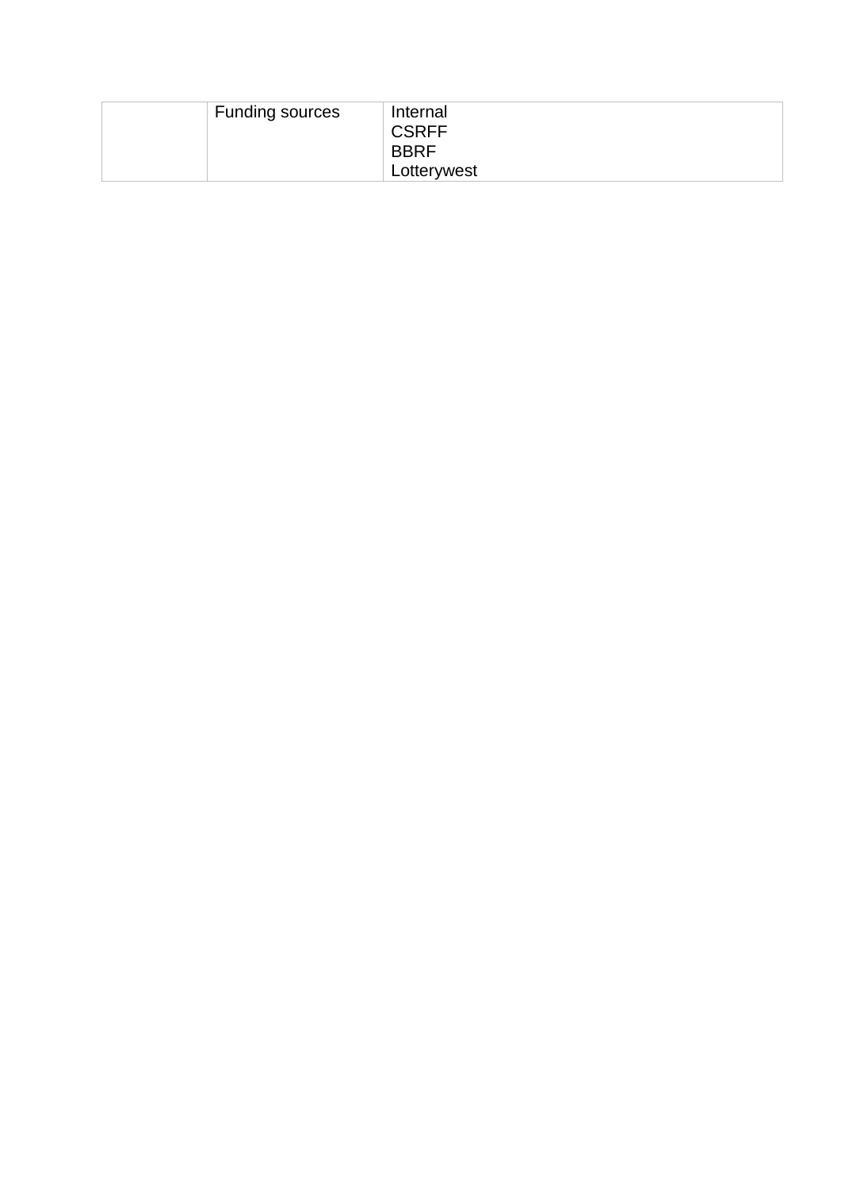| | | |
|---|---|---|
| | Funding sources | Internal<br>CSRFF<br>BBRF<br>Lotterywest |